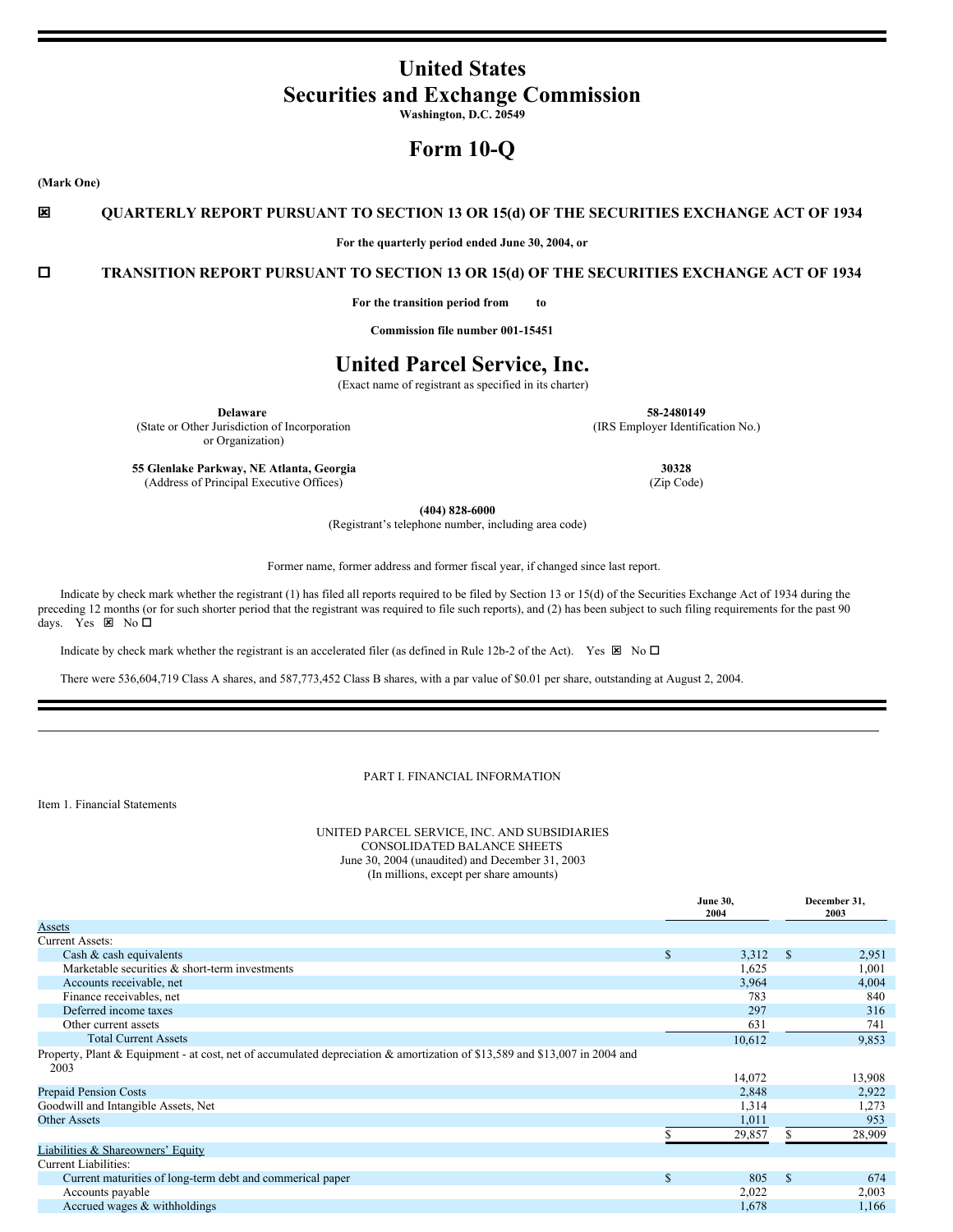# United States
# Securities and Exchange Commission

**Washington, D.C. 20549**

# Form 10-Q

**(Mark One)**

☒ **QUARTERLY REPORT PURSUANT TO SECTION 13 OR 15(d) OF THE SECURITIES EXCHANGE ACT OF 1934**

**For the quarterly period ended June 30, 2004, or**

☐ **TRANSITION REPORT PURSUANT TO SECTION 13 OR 15(d) OF THE SECURITIES EXCHANGE ACT OF 1934**

**For the transition period from to**

**Commission file number 001-15451**

# United Parcel Service, Inc.

(Exact name of registrant as specified in its charter)

| | |
|---|---|
| **Delaware** | **58-2480149** |
| (State or Other Jurisdiction of Incorporation or Organization) | (IRS Employer Identification No.) |
| **55 Glenlake Parkway, NE Atlanta, Georgia** | **30328** |
| (Address of Principal Executive Offices) | (Zip Code) |

**(404) 828-6000**
(Registrant's telephone number, including area code)

Former name, former address and former fiscal year, if changed since last report.

Indicate by check mark whether the registrant (1) has filed all reports required to be filed by Section 13 or 15(d) of the Securities Exchange Act of 1934 during the preceding 12 months (or for such shorter period that the registrant was required to file such reports), and (2) has been subject to such filing requirements for the past 90 days. Yes ☒ No ☐

Indicate by check mark whether the registrant is an accelerated filer (as defined in Rule 12b-2 of the Act). Yes ☒ No ☐

There were 536,604,719 Class A shares, and 587,773,452 Class B shares, with a par value of $0.01 per share, outstanding at August 2, 2004.

---

PART I. FINANCIAL INFORMATION

Item 1. Financial Statements

UNITED PARCEL SERVICE, INC. AND SUBSIDIARIES
CONSOLIDATED BALANCE SHEETS
June 30, 2004 (unaudited) and December 31, 2003
(In millions, except per share amounts)

| | June 30, 2004 | December 31, 2003 |
|---|---|---|
| Assets | | |
| Current Assets: | | |
| Cash & cash equivalents | $ 3,312 | $ 2,951 |
| Marketable securities & short-term investments | 1,625 | 1,001 |
| Accounts receivable, net | 3,964 | 4,004 |
| Finance receivables, net | 783 | 840 |
| Deferred income taxes | 297 | 316 |
| Other current assets | 631 | 741 |
| Total Current Assets | 10,612 | 9,853 |
| Property, Plant & Equipment - at cost, net of accumulated depreciation & amortization of $13,589 and $13,007 in 2004 and 2003 | 14,072 | 13,908 |
| Prepaid Pension Costs | 2,848 | 2,922 |
| Goodwill and Intangible Assets, Net | 1,314 | 1,273 |
| Other Assets | 1,011 | 953 |
| | $ 29,857 | $ 28,909 |
| Liabilities & Shareowners' Equity | | |
| Current Liabilities: | | |
| Current maturities of long-term debt and commerical paper | $ 805 | $ 674 |
| Accounts payable | 2,022 | 2,003 |
| Accrued wages & withholdings | 1,678 | 1,166 |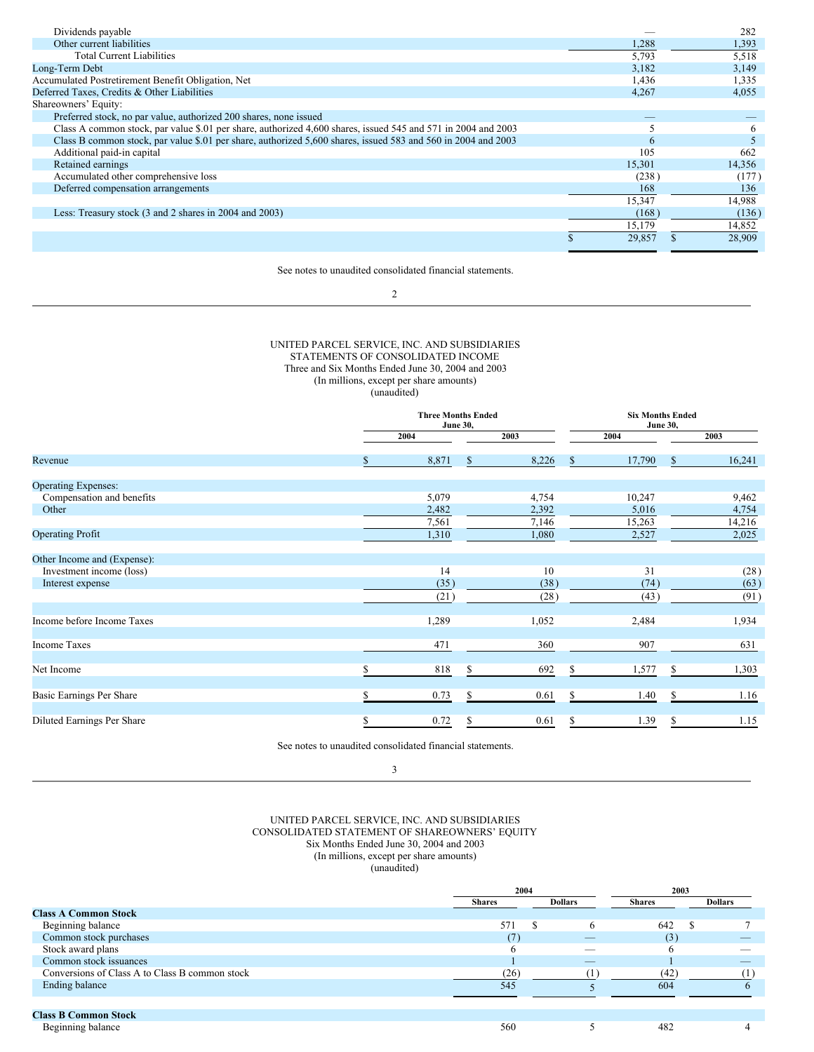| | 2004 | 2003 |
|---|---|---|
| Dividends payable | — | 282 |
| Other current liabilities | 1,288 | 1,393 |
| Total Current Liabilities | 5,793 | 5,518 |
| Long-Term Debt | 3,182 | 3,149 |
| Accumulated Postretirement Benefit Obligation, Net | 1,436 | 1,335 |
| Deferred Taxes, Credits & Other Liabilities | 4,267 | 4,055 |
| Shareowners' Equity: | | |
| Preferred stock, no par value, authorized 200 shares, none issued | — | — |
| Class A common stock, par value $.01 per share, authorized 4,600 shares, issued 545 and 571 in 2004 and 2003 | 5 | 6 |
| Class B common stock, par value $.01 per share, authorized 5,600 shares, issued 583 and 560 in 2004 and 2003 | 6 | 5 |
| Additional paid-in capital | 105 | 662 |
| Retained earnings | 15,301 | 14,356 |
| Accumulated other comprehensive loss | (238) | (177) |
| Deferred compensation arrangements | 168 | 136 |
| | 15,347 | 14,988 |
| Less: Treasury stock (3 and 2 shares in 2004 and 2003) | (168) | (136) |
| | 15,179 | 14,852 |
| | $ 29,857 | $ 28,909 |

See notes to unaudited consolidated financial statements.

UNITED PARCEL SERVICE, INC. AND SUBSIDIARIES
STATEMENTS OF CONSOLIDATED INCOME
Three and Six Months Ended June 30, 2004 and 2003
(In millions, except per share amounts)
(unaudited)

| | Three Months Ended June 30, | | Six Months Ended June 30, | |
|---|---|---|---|---|
| | 2004 | 2003 | 2004 | 2003 |
| Revenue | $ 8,871 | $ 8,226 | $ 17,790 | $ 16,241 |
| Operating Expenses: | | | | |
| Compensation and benefits | 5,079 | 4,754 | 10,247 | 9,462 |
| Other | 2,482 | 2,392 | 5,016 | 4,754 |
| | 7,561 | 7,146 | 15,263 | 14,216 |
| Operating Profit | 1,310 | 1,080 | 2,527 | 2,025 |
| Other Income and (Expense): | | | | |
| Investment income (loss) | 14 | 10 | 31 | (28) |
| Interest expense | (35) | (38) | (74) | (63) |
| | (21) | (28) | (43) | (91) |
| Income before Income Taxes | 1,289 | 1,052 | 2,484 | 1,934 |
| Income Taxes | 471 | 360 | 907 | 631 |
| Net Income | $ 818 | $ 692 | $ 1,577 | $ 1,303 |
| Basic Earnings Per Share | $ 0.73 | $ 0.61 | $ 1.40 | $ 1.16 |
| Diluted Earnings Per Share | $ 0.72 | $ 0.61 | $ 1.39 | $ 1.15 |

See notes to unaudited consolidated financial statements.

UNITED PARCEL SERVICE, INC. AND SUBSIDIARIES
CONSOLIDATED STATEMENT OF SHAREOWNERS' EQUITY
Six Months Ended June 30, 2004 and 2003
(In millions, except per share amounts)
(unaudited)

| | 2004 | | 2003 | |
|---|---|---|---|---|
| | Shares | Dollars | Shares | Dollars |
| **Class A Common Stock** | | | | |
| Beginning balance | 571 | $ 6 | 642 | $ 7 |
| Common stock purchases | (7) | — | (3) | — |
| Stock award plans | 6 | — | 6 | — |
| Common stock issuances | 1 | — | 1 | — |
| Conversions of Class A to Class B common stock | (26) | (1) | (42) | (1) |
| Ending balance | 545 | 5 | 604 | 6 |
| **Class B Common Stock** | | | | |
| Beginning balance | 560 | 5 | 482 | 4 |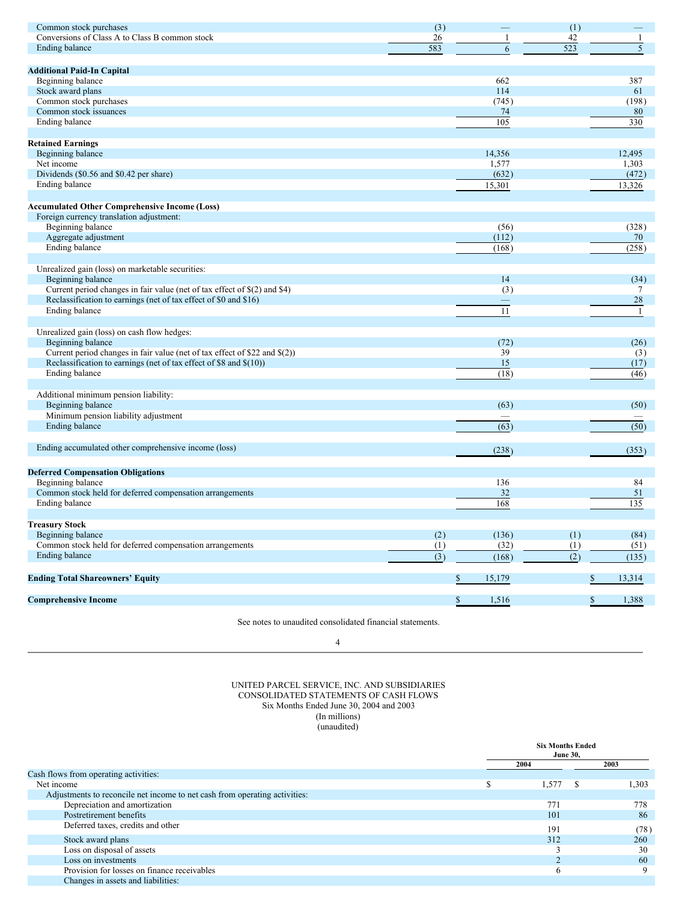| | Shares 2004 | Dollars 2004 | Shares 2003 | Dollars 2003 |
|---|---|---|---|---|
| Common stock purchases | (3) | — | (1) | — |
| Conversions of Class A to Class B common stock | 26 | 1 | 42 | 1 |
| Ending balance | 583 | 6 | 523 | 5 |
| | | | | |
| **Additional Paid-In Capital** | | | | |
| Beginning balance | | 662 | | 387 |
| Stock award plans | | 114 | | 61 |
| Common stock purchases | | (745) | | (198) |
| Common stock issuances | | 74 | | 80 |
| Ending balance | | 105 | | 330 |
| | | | | |
| **Retained Earnings** | | | | |
| Beginning balance | | 14,356 | | 12,495 |
| Net income | | 1,577 | | 1,303 |
| Dividends ($0.56 and $0.42 per share) | | (632) | | (472) |
| Ending balance | | 15,301 | | 13,326 |
| | | | | |
| **Accumulated Other Comprehensive Income (Loss)** | | | | |
| Foreign currency translation adjustment: | | | | |
| Beginning balance | | (56) | | (328) |
| Aggregate adjustment | | (112) | | 70 |
| Ending balance | | (168) | | (258) |
| | | | | |
| Unrealized gain (loss) on marketable securities: | | | | |
| Beginning balance | | 14 | | (34) |
| Current period changes in fair value (net of tax effect of $(2) and $4) | | (3) | | 7 |
| Reclassification to earnings (net of tax effect of $0 and $16) | | — | | 28 |
| Ending balance | | 11 | | 1 |
| | | | | |
| Unrealized gain (loss) on cash flow hedges: | | | | |
| Beginning balance | | (72) | | (26) |
| Current period changes in fair value (net of tax effect of $22 and $(2)) | | 39 | | (3) |
| Reclassification to earnings (net of tax effect of $8 and $(10)) | | 15 | | (17) |
| Ending balance | | (18) | | (46) |
| | | | | |
| Additional minimum pension liability: | | | | |
| Beginning balance | | (63) | | (50) |
| Minimum pension liability adjustment | | — | | — |
| Ending balance | | (63) | | (50) |
| | | | | |
| Ending accumulated other comprehensive income (loss) | | (238) | | (353) |
| | | | | |
| **Deferred Compensation Obligations** | | | | |
| Beginning balance | | 136 | | 84 |
| Common stock held for deferred compensation arrangements | | 32 | | 51 |
| Ending balance | | 168 | | 135 |
| | | | | |
| **Treasury Stock** | | | | |
| Beginning balance | (2) | (136) | (1) | (84) |
| Common stock held for deferred compensation arrangements | (1) | (32) | (1) | (51) |
| Ending balance | (3) | (168) | (2) | (135) |
| | | | | |
| **Ending Total Shareowners' Equity** | | $ 15,179 | | $ 13,314 |
| | | | | |
| **Comprehensive Income** | | $ 1,516 | | $ 1,388 |

See notes to unaudited consolidated financial statements.

UNITED PARCEL SERVICE, INC. AND SUBSIDIARIES
CONSOLIDATED STATEMENTS OF CASH FLOWS
Six Months Ended June 30, 2004 and 2003
(In millions)
(unaudited)

| | Six Months Ended June 30, 2004 | Six Months Ended June 30, 2003 |
|---|---|---|
| Cash flows from operating activities: | | |
| Net income | $ 1,577 | $ 1,303 |
| Adjustments to reconcile net income to net cash from operating activities: | | |
| Depreciation and amortization | 771 | 778 |
| Postretirement benefits | 101 | 86 |
| Deferred taxes, credits and other | 191 | (78) |
| Stock award plans | 312 | 260 |
| Loss on disposal of assets | 3 | 30 |
| Loss on investments | 2 | 60 |
| Provision for losses on finance receivables | 6 | 9 |
| Changes in assets and liabilities: | | |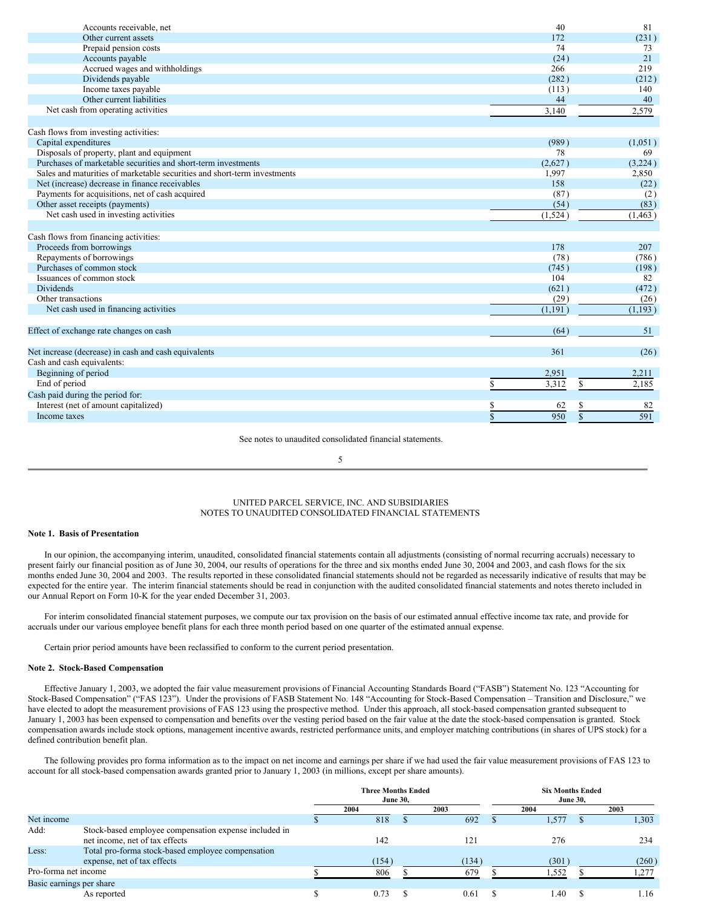| | 2004 | 2003 |
|---|---|---|
| Accounts receivable, net | 40 | 81 |
| Other current assets | 172 | (231) |
| Prepaid pension costs | 74 | 73 |
| Accounts payable | (24) | 21 |
| Accrued wages and withholdings | 266 | 219 |
| Dividends payable | (282) | (212) |
| Income taxes payable | (113) | 140 |
| Other current liabilities | 44 | 40 |
| Net cash from operating activities | 3,140 | 2,579 |
| | | |
| Cash flows from investing activities: | | |
| Capital expenditures | (989) | (1,051) |
| Disposals of property, plant and equipment | 78 | 69 |
| Purchases of marketable securities and short-term investments | (2,627) | (3,224) |
| Sales and maturities of marketable securities and short-term investments | 1,997 | 2,850 |
| Net (increase) decrease in finance receivables | 158 | (22) |
| Payments for acquisitions, net of cash acquired | (87) | (2) |
| Other asset receipts (payments) | (54) | (83) |
| Net cash used in investing activities | (1,524) | (1,463) |
| | | |
| Cash flows from financing activities: | | |
| Proceeds from borrowings | 178 | 207 |
| Repayments of borrowings | (78) | (786) |
| Purchases of common stock | (745) | (198) |
| Issuances of common stock | 104 | 82 |
| Dividends | (621) | (472) |
| Other transactions | (29) | (26) |
| Net cash used in financing activities | (1,191) | (1,193) |
| | | |
| Effect of exchange rate changes on cash | (64) | 51 |
| | | |
| Net increase (decrease) in cash and cash equivalents | 361 | (26) |
| Cash and cash equivalents: | | |
| Beginning of period | 2,951 | 2,211 |
| End of period | $ 3,312 | $ 2,185 |
| Cash paid during the period for: | | |
| Interest (net of amount capitalized) | $ 62 | $ 82 |
| Income taxes | $ 950 | $ 591 |

See notes to unaudited consolidated financial statements.

UNITED PARCEL SERVICE, INC. AND SUBSIDIARIES
NOTES TO UNAUDITED CONSOLIDATED FINANCIAL STATEMENTS

**Note 1. Basis of Presentation**

In our opinion, the accompanying interim, unaudited, consolidated financial statements contain all adjustments (consisting of normal recurring accruals) necessary to present fairly our financial position as of June 30, 2004, our results of operations for the three and six months ended June 30, 2004 and 2003, and cash flows for the six months ended June 30, 2004 and 2003. The results reported in these consolidated financial statements should not be regarded as necessarily indicative of results that may be expected for the entire year. The interim financial statements should be read in conjunction with the audited consolidated financial statements and notes thereto included in our Annual Report on Form 10-K for the year ended December 31, 2003.

For interim consolidated financial statement purposes, we compute our tax provision on the basis of our estimated annual effective income tax rate, and provide for accruals under our various employee benefit plans for each three month period based on one quarter of the estimated annual expense.

Certain prior period amounts have been reclassified to conform to the current period presentation.

**Note 2. Stock-Based Compensation**

Effective January 1, 2003, we adopted the fair value measurement provisions of Financial Accounting Standards Board ("FASB") Statement No. 123 "Accounting for Stock-Based Compensation" ("FAS 123"). Under the provisions of FASB Statement No. 148 "Accounting for Stock-Based Compensation – Transition and Disclosure," we have elected to adopt the measurement provisions of FAS 123 using the prospective method. Under this approach, all stock-based compensation granted subsequent to January 1, 2003 has been expensed to compensation and benefits over the vesting period based on the fair value at the date the stock-based compensation is granted. Stock compensation awards include stock options, management incentive awards, restricted performance units, and employer matching contributions (in shares of UPS stock) for a defined contribution benefit plan.

The following provides pro forma information as to the impact on net income and earnings per share if we had used the fair value measurement provisions of FAS 123 to account for all stock-based compensation awards granted prior to January 1, 2003 (in millions, except per share amounts).

| | | Three Months Ended June 30, | | Six Months Ended June 30, | |
|---|---|---|---|---|---|
| | | 2004 | 2003 | 2004 | 2003 |
| Net income | | $ 818 | $ 692 | $ 1,577 | $ 1,303 |
| Add: | Stock-based employee compensation expense included in net income, net of tax effects | 142 | 121 | 276 | 234 |
| Less: | Total pro-forma stock-based employee compensation expense, net of tax effects | (154) | (134) | (301) | (260) |
| Pro-forma net income | | $ 806 | $ 679 | $ 1,552 | $ 1,277 |
| Basic earnings per share | | | | | |
| | As reported | $ 0.73 | $ 0.61 | $ 1.40 | $ 1.16 |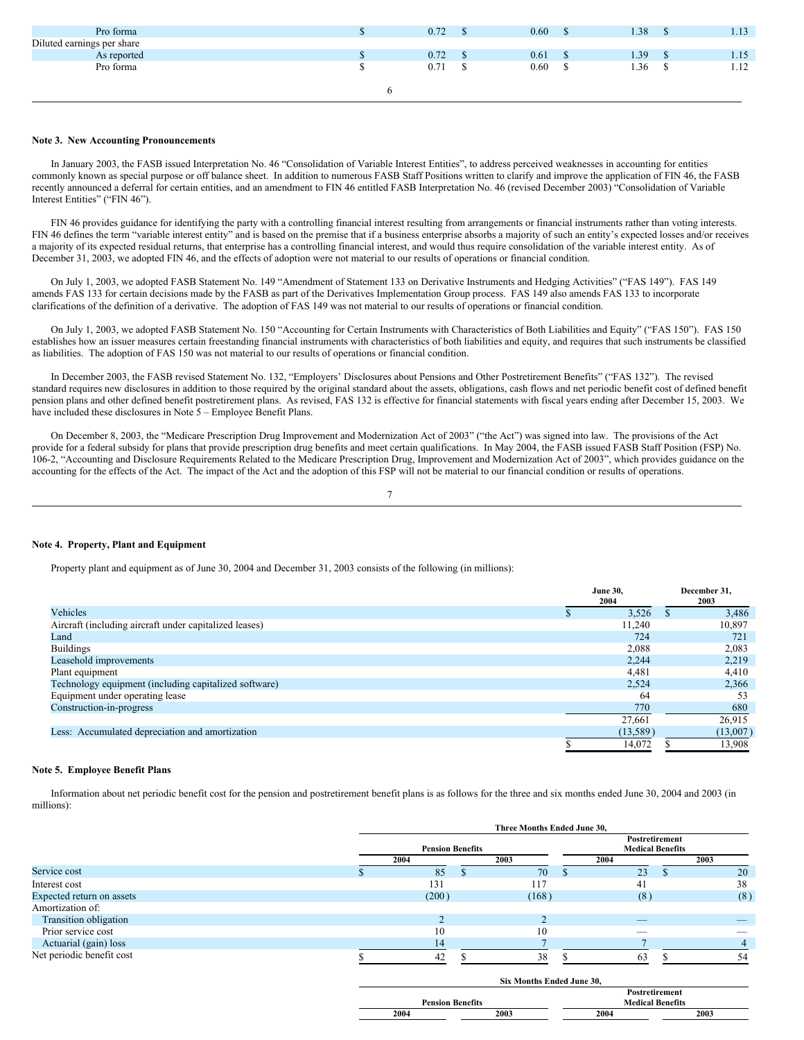| | | | | |
|---|---|---|---|---|
| Pro forma | $ 0.72 | $ 0.60 | $ 1.38 | $ 1.13 |
| Diluted earnings per share | | | | |
| As reported | $ 0.72 | $ 0.61 | $ 1.39 | $ 1.15 |
| Pro forma | $ 0.71 | $ 0.60 | $ 1.36 | $ 1.12 |

**Note 3. New Accounting Pronouncements**

In January 2003, the FASB issued Interpretation No. 46 "Consolidation of Variable Interest Entities", to address perceived weaknesses in accounting for entities commonly known as special purpose or off balance sheet. In addition to numerous FASB Staff Positions written to clarify and improve the application of FIN 46, the FASB recently announced a deferral for certain entities, and an amendment to FIN 46 entitled FASB Interpretation No. 46 (revised December 2003) "Consolidation of Variable Interest Entities" ("FIN 46").

FIN 46 provides guidance for identifying the party with a controlling financial interest resulting from arrangements or financial instruments rather than voting interests. FIN 46 defines the term "variable interest entity" and is based on the premise that if a business enterprise absorbs a majority of such an entity's expected losses and/or receives a majority of its expected residual returns, that enterprise has a controlling financial interest, and would thus require consolidation of the variable interest entity. As of December 31, 2003, we adopted FIN 46, and the effects of adoption were not material to our results of operations or financial condition.

On July 1, 2003, we adopted FASB Statement No. 149 "Amendment of Statement 133 on Derivative Instruments and Hedging Activities" ("FAS 149"). FAS 149 amends FAS 133 for certain decisions made by the FASB as part of the Derivatives Implementation Group process. FAS 149 also amends FAS 133 to incorporate clarifications of the definition of a derivative. The adoption of FAS 149 was not material to our results of operations or financial condition.

On July 1, 2003, we adopted FASB Statement No. 150 "Accounting for Certain Instruments with Characteristics of Both Liabilities and Equity" ("FAS 150"). FAS 150 establishes how an issuer measures certain freestanding financial instruments with characteristics of both liabilities and equity, and requires that such instruments be classified as liabilities. The adoption of FAS 150 was not material to our results of operations or financial condition.

In December 2003, the FASB revised Statement No. 132, "Employers' Disclosures about Pensions and Other Postretirement Benefits" ("FAS 132"). The revised standard requires new disclosures in addition to those required by the original standard about the assets, obligations, cash flows and net periodic benefit cost of defined benefit pension plans and other defined benefit postretirement plans. As revised, FAS 132 is effective for financial statements with fiscal years ending after December 15, 2003. We have included these disclosures in Note 5 – Employee Benefit Plans.

On December 8, 2003, the "Medicare Prescription Drug Improvement and Modernization Act of 2003" ("the Act") was signed into law. The provisions of the Act provide for a federal subsidy for plans that provide prescription drug benefits and meet certain qualifications. In May 2004, the FASB issued FASB Staff Position (FSP) No. 106-2, "Accounting and Disclosure Requirements Related to the Medicare Prescription Drug, Improvement and Modernization Act of 2003", which provides guidance on the accounting for the effects of the Act. The impact of the Act and the adoption of this FSP will not be material to our financial condition or results of operations.

**Note 4. Property, Plant and Equipment**

Property plant and equipment as of June 30, 2004 and December 31, 2003 consists of the following (in millions):

| | June 30, 2004 | December 31, 2003 |
|---|---|---|
| Vehicles | $ 3,526 | $ 3,486 |
| Aircraft (including aircraft under capitalized leases) | 11,240 | 10,897 |
| Land | 724 | 721 |
| Buildings | 2,088 | 2,083 |
| Leasehold improvements | 2,244 | 2,219 |
| Plant equipment | 4,481 | 4,410 |
| Technology equipment (including capitalized software) | 2,524 | 2,366 |
| Equipment under operating lease | 64 | 53 |
| Construction-in-progress | 770 | 680 |
| | 27,661 | 26,915 |
| Less: Accumulated depreciation and amortization | (13,589) | (13,007) |
| | $ 14,072 | $ 13,908 |

**Note 5. Employee Benefit Plans**

Information about net periodic benefit cost for the pension and postretirement benefit plans is as follows for the three and six months ended June 30, 2004 and 2003 (in millions):

| | Three Months Ended June 30, | | | |
|---|---|---|---|---|
| | Pension Benefits | | Postretirement Medical Benefits | |
| | 2004 | 2003 | 2004 | 2003 |
| Service cost | $ 85 | $ 70 | $ 23 | $ 20 |
| Interest cost | 131 | 117 | 41 | 38 |
| Expected return on assets | (200) | (168) | (8) | (8) |
| Amortization of: | | | | |
| Transition obligation | 2 | 2 | — | — |
| Prior service cost | 10 | 10 | — | — |
| Actuarial (gain) loss | 14 | 7 | 7 | 4 |
| Net periodic benefit cost | $ 42 | $ 38 | $ 63 | $ 54 |

| | Six Months Ended June 30, | | | |
|---|---|---|---|---|
| | Pension Benefits | | Postretirement Medical Benefits | |
| | 2004 | 2003 | 2004 | 2003 |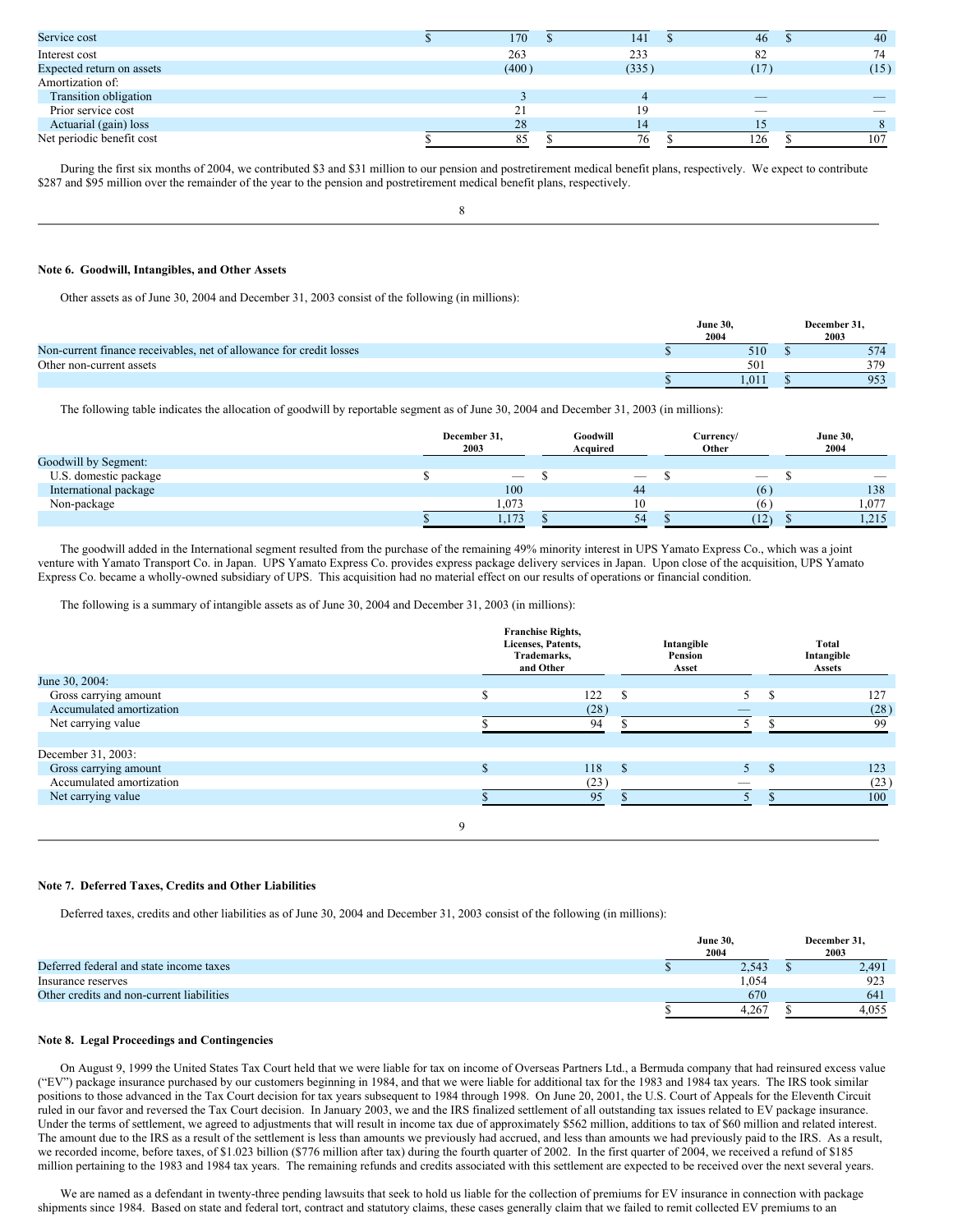| | | | | |
|---|---|---|---|---|
| Service cost | $ 170 | $ 141 | $ 46 | $ 40 |
| Interest cost | 263 | 233 | 82 | 74 |
| Expected return on assets | (400) | (335) | (17) | (15) |
| Amortization of: | | | | |
| Transition obligation | 3 | 4 | — | — |
| Prior service cost | 21 | 19 | — | — |
| Actuarial (gain) loss | 28 | 14 | 15 | 8 |
| Net periodic benefit cost | $ 85 | $ 76 | $ 126 | $ 107 |

During the first six months of 2004, we contributed $3 and $31 million to our pension and postretirement medical benefit plans, respectively. We expect to contribute $287 and $95 million over the remainder of the year to the pension and postretirement medical benefit plans, respectively.

### Note 6. Goodwill, Intangibles, and Other Assets

Other assets as of June 30, 2004 and December 31, 2003 consist of the following (in millions):

| | June 30, 2004 | December 31, 2003 |
|---|---|---|
| Non-current finance receivables, net of allowance for credit losses | $ 510 | $ 574 |
| Other non-current assets | 501 | 379 |
| | $ 1,011 | $ 953 |

The following table indicates the allocation of goodwill by reportable segment as of June 30, 2004 and December 31, 2003 (in millions):

| | December 31, 2003 | Goodwill Acquired | Currency/ Other | June 30, 2004 |
|---|---|---|---|---|
| Goodwill by Segment: | | | | |
| U.S. domestic package | $ — | $ — | $ — | $ — |
| International package | 100 | 44 | (6) | 138 |
| Non-package | 1,073 | 10 | (6) | 1,077 |
| | $ 1,173 | $ 54 | $ (12) | $ 1,215 |

The goodwill added in the International segment resulted from the purchase of the remaining 49% minority interest in UPS Yamato Express Co., which was a joint venture with Yamato Transport Co. in Japan. UPS Yamato Express Co. provides express package delivery services in Japan. Upon close of the acquisition, UPS Yamato Express Co. became a wholly-owned subsidiary of UPS. This acquisition had no material effect on our results of operations or financial condition.

The following is a summary of intangible assets as of June 30, 2004 and December 31, 2003 (in millions):

| | Franchise Rights, Licenses, Patents, Trademarks, and Other | Intangible Pension Asset | Total Intangible Assets |
|---|---|---|---|
| June 30, 2004: | | | |
| Gross carrying amount | $ 122 | $ 5 | $ 127 |
| Accumulated amortization | (28) | — | (28) |
| Net carrying value | $ 94 | $ 5 | $ 99 |
| | | | |
| December 31, 2003: | | | |
| Gross carrying amount | $ 118 | $ 5 | $ 123 |
| Accumulated amortization | (23) | — | (23) |
| Net carrying value | $ 95 | $ 5 | $ 100 |

### Note 7. Deferred Taxes, Credits and Other Liabilities

Deferred taxes, credits and other liabilities as of June 30, 2004 and December 31, 2003 consist of the following (in millions):

| | June 30, 2004 | December 31, 2003 |
|---|---|---|
| Deferred federal and state income taxes | $ 2,543 | $ 2,491 |
| Insurance reserves | 1,054 | 923 |
| Other credits and non-current liabilities | 670 | 641 |
| | $ 4,267 | $ 4,055 |

### Note 8. Legal Proceedings and Contingencies

On August 9, 1999 the United States Tax Court held that we were liable for tax on income of Overseas Partners Ltd., a Bermuda company that had reinsured excess value ("EV") package insurance purchased by our customers beginning in 1984, and that we were liable for additional tax for the 1983 and 1984 tax years. The IRS took similar positions to those advanced in the Tax Court decision for tax years subsequent to 1984 through 1998. On June 20, 2001, the U.S. Court of Appeals for the Eleventh Circuit ruled in our favor and reversed the Tax Court decision. In January 2003, we and the IRS finalized settlement of all outstanding tax issues related to EV package insurance. Under the terms of settlement, we agreed to adjustments that will result in income tax due of approximately $562 million, additions to tax of $60 million and related interest. The amount due to the IRS as a result of the settlement is less than amounts we previously had accrued, and less than amounts we had previously paid to the IRS. As a result, we recorded income, before taxes, of $1.023 billion ($776 million after tax) during the fourth quarter of 2002. In the first quarter of 2004, we received a refund of $185 million pertaining to the 1983 and 1984 tax years. The remaining refunds and credits associated with this settlement are expected to be received over the next several years.

We are named as a defendant in twenty-three pending lawsuits that seek to hold us liable for the collection of premiums for EV insurance in connection with package shipments since 1984. Based on state and federal tort, contract and statutory claims, these cases generally claim that we failed to remit collected EV premiums to an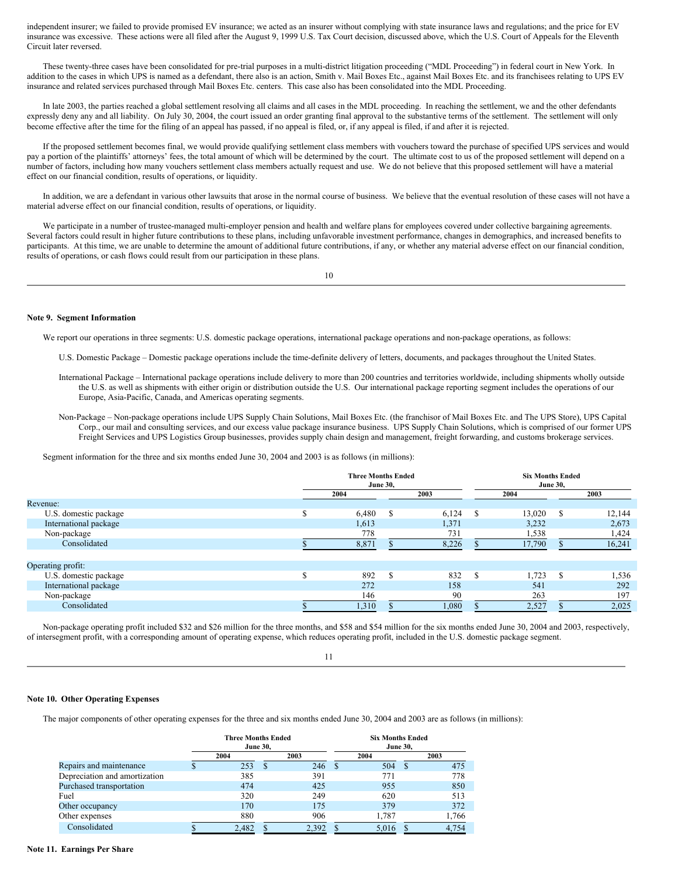independent insurer; we failed to provide promised EV insurance; we acted as an insurer without complying with state insurance laws and regulations; and the price for EV insurance was excessive. These actions were all filed after the August 9, 1999 U.S. Tax Court decision, discussed above, which the U.S. Court of Appeals for the Eleventh Circuit later reversed.

These twenty-three cases have been consolidated for pre-trial purposes in a multi-district litigation proceeding ("MDL Proceeding") in federal court in New York. In addition to the cases in which UPS is named as a defendant, there also is an action, Smith v. Mail Boxes Etc., against Mail Boxes Etc. and its franchisees relating to UPS EV insurance and related services purchased through Mail Boxes Etc. centers. This case also has been consolidated into the MDL Proceeding.

In late 2003, the parties reached a global settlement resolving all claims and all cases in the MDL proceeding. In reaching the settlement, we and the other defendants expressly deny any and all liability. On July 30, 2004, the court issued an order granting final approval to the substantive terms of the settlement. The settlement will only become effective after the time for the filing of an appeal has passed, if no appeal is filed, or, if any appeal is filed, if and after it is rejected.

If the proposed settlement becomes final, we would provide qualifying settlement class members with vouchers toward the purchase of specified UPS services and would pay a portion of the plaintiffs' attorneys' fees, the total amount of which will be determined by the court. The ultimate cost to us of the proposed settlement will depend on a number of factors, including how many vouchers settlement class members actually request and use. We do not believe that this proposed settlement will have a material effect on our financial condition, results of operations, or liquidity.

In addition, we are a defendant in various other lawsuits that arose in the normal course of business. We believe that the eventual resolution of these cases will not have a material adverse effect on our financial condition, results of operations, or liquidity.

We participate in a number of trustee-managed multi-employer pension and health and welfare plans for employees covered under collective bargaining agreements. Several factors could result in higher future contributions to these plans, including unfavorable investment performance, changes in demographics, and increased benefits to participants. At this time, we are unable to determine the amount of additional future contributions, if any, or whether any material adverse effect on our financial condition, results of operations, or cash flows could result from our participation in these plans.

**Note 9. Segment Information**

We report our operations in three segments: U.S. domestic package operations, international package operations and non-package operations, as follows:

U.S. Domestic Package – Domestic package operations include the time-definite delivery of letters, documents, and packages throughout the United States.

International Package – International package operations include delivery to more than 200 countries and territories worldwide, including shipments wholly outside the U.S. as well as shipments with either origin or distribution outside the U.S. Our international package reporting segment includes the operations of our Europe, Asia-Pacific, Canada, and Americas operating segments.

Non-Package – Non-package operations include UPS Supply Chain Solutions, Mail Boxes Etc. (the franchisor of Mail Boxes Etc. and The UPS Store), UPS Capital Corp., our mail and consulting services, and our excess value package insurance business. UPS Supply Chain Solutions, which is comprised of our former UPS Freight Services and UPS Logistics Group businesses, provides supply chain design and management, freight forwarding, and customs brokerage services.

Segment information for the three and six months ended June 30, 2004 and 2003 is as follows (in millions):

| | Three Months Ended June 30, | | Six Months Ended June 30, | |
|---|---|---|---|---|
| | 2004 | 2003 | 2004 | 2003 |
| Revenue: | | | | |
| U.S. domestic package | $ 6,480 | $ 6,124 | $ 13,020 | $ 12,144 |
| International package | 1,613 | 1,371 | 3,232 | 2,673 |
| Non-package | 778 | 731 | 1,538 | 1,424 |
| Consolidated | $ 8,871 | $ 8,226 | $ 17,790 | $ 16,241 |
| | | | | |
| Operating profit: | | | | |
| U.S. domestic package | $ 892 | $ 832 | $ 1,723 | $ 1,536 |
| International package | 272 | 158 | 541 | 292 |
| Non-package | 146 | 90 | 263 | 197 |
| Consolidated | $ 1,310 | $ 1,080 | $ 2,527 | $ 2,025 |

Non-package operating profit included $32 and $26 million for the three months, and $58 and $54 million for the six months ended June 30, 2004 and 2003, respectively, of intersegment profit, with a corresponding amount of operating expense, which reduces operating profit, included in the U.S. domestic package segment.

**Note 10. Other Operating Expenses**

The major components of other operating expenses for the three and six months ended June 30, 2004 and 2003 are as follows (in millions):

| | Three Months Ended June 30, | | Six Months Ended June 30, | |
|---|---|---|---|---|
| | 2004 | 2003 | 2004 | 2003 |
| Repairs and maintenance | $ 253 | $ 246 | $ 504 | $ 475 |
| Depreciation and amortization | 385 | 391 | 771 | 778 |
| Purchased transportation | 474 | 425 | 955 | 850 |
| Fuel | 320 | 249 | 620 | 513 |
| Other occupancy | 170 | 175 | 379 | 372 |
| Other expenses | 880 | 906 | 1,787 | 1,766 |
| Consolidated | $ 2,482 | $ 2,392 | $ 5,016 | $ 4,754 |

**Note 11. Earnings Per Share**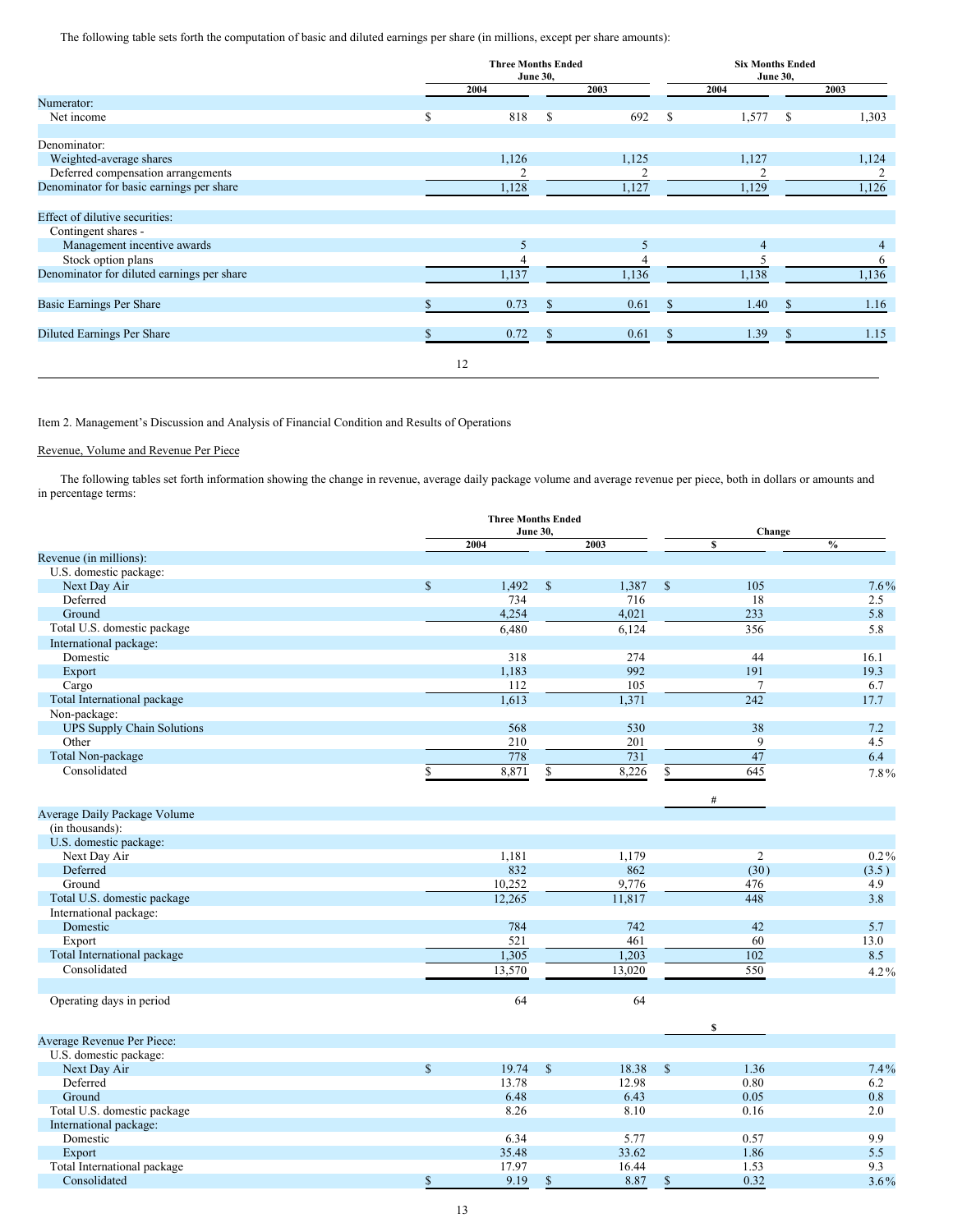The following table sets forth the computation of basic and diluted earnings per share (in millions, except per share amounts):

| | Three Months Ended June 30, | | Six Months Ended June 30, | |
|---|---|---|---|---|
| | 2004 | 2003 | 2004 | 2003 |
| Numerator: | | | | |
| Net income | $ 818 | $ 692 | $ 1,577 | $ 1,303 |
| Denominator: | | | | |
| Weighted-average shares | 1,126 | 1,125 | 1,127 | 1,124 |
| Deferred compensation arrangements | 2 | 2 | 2 | 2 |
| Denominator for basic earnings per share | 1,128 | 1,127 | 1,129 | 1,126 |
| Effect of dilutive securities: | | | | |
| Contingent shares - | | | | |
| Management incentive awards | 5 | 5 | 4 | 4 |
| Stock option plans | 4 | 4 | 5 | 6 |
| Denominator for diluted earnings per share | 1,137 | 1,136 | 1,138 | 1,136 |
| Basic Earnings Per Share | $ 0.73 | $ 0.61 | $ 1.40 | $ 1.16 |
| Diluted Earnings Per Share | $ 0.72 | $ 0.61 | $ 1.39 | $ 1.15 |

Item 2. Management's Discussion and Analysis of Financial Condition and Results of Operations

Revenue, Volume and Revenue Per Piece

The following tables set forth information showing the change in revenue, average daily package volume and average revenue per piece, both in dollars or amounts and in percentage terms:

| | Three Months Ended June 30, | | Change | |
|---|---|---|---|---|
| | 2004 | 2003 | $ | % |
| Revenue (in millions): | | | | |
| U.S. domestic package: | | | | |
| Next Day Air | $ 1,492 | $ 1,387 | $ 105 | 7.6% |
| Deferred | 734 | 716 | 18 | 2.5 |
| Ground | 4,254 | 4,021 | 233 | 5.8 |
| Total U.S. domestic package | 6,480 | 6,124 | 356 | 5.8 |
| International package: | | | | |
| Domestic | 318 | 274 | 44 | 16.1 |
| Export | 1,183 | 992 | 191 | 19.3 |
| Cargo | 112 | 105 | 7 | 6.7 |
| Total International package | 1,613 | 1,371 | 242 | 17.7 |
| Non-package: | | | | |
| UPS Supply Chain Solutions | 568 | 530 | 38 | 7.2 |
| Other | 210 | 201 | 9 | 4.5 |
| Total Non-package | 778 | 731 | 47 | 6.4 |
| Consolidated | $ 8,871 | $ 8,226 | $ 645 | 7.8% |
| | | | # | |
| Average Daily Package Volume (in thousands): | | | | |
| U.S. domestic package: | | | | |
| Next Day Air | 1,181 | 1,179 | 2 | 0.2% |
| Deferred | 832 | 862 | (30) | (3.5) |
| Ground | 10,252 | 9,776 | 476 | 4.9 |
| Total U.S. domestic package | 12,265 | 11,817 | 448 | 3.8 |
| International package: | | | | |
| Domestic | 784 | 742 | 42 | 5.7 |
| Export | 521 | 461 | 60 | 13.0 |
| Total International package | 1,305 | 1,203 | 102 | 8.5 |
| Consolidated | 13,570 | 13,020 | 550 | 4.2% |
| Operating days in period | 64 | 64 | | |
| | | | $ | |
| Average Revenue Per Piece: | | | | |
| U.S. domestic package: | | | | |
| Next Day Air | $ 19.74 | $ 18.38 | $ 1.36 | 7.4% |
| Deferred | 13.78 | 12.98 | 0.80 | 6.2 |
| Ground | 6.48 | 6.43 | 0.05 | 0.8 |
| Total U.S. domestic package | 8.26 | 8.10 | 0.16 | 2.0 |
| International package: | | | | |
| Domestic | 6.34 | 5.77 | 0.57 | 9.9 |
| Export | 35.48 | 33.62 | 1.86 | 5.5 |
| Total International package | 17.97 | 16.44 | 1.53 | 9.3 |
| Consolidated | $ 9.19 | $ 8.87 | $ 0.32 | 3.6% |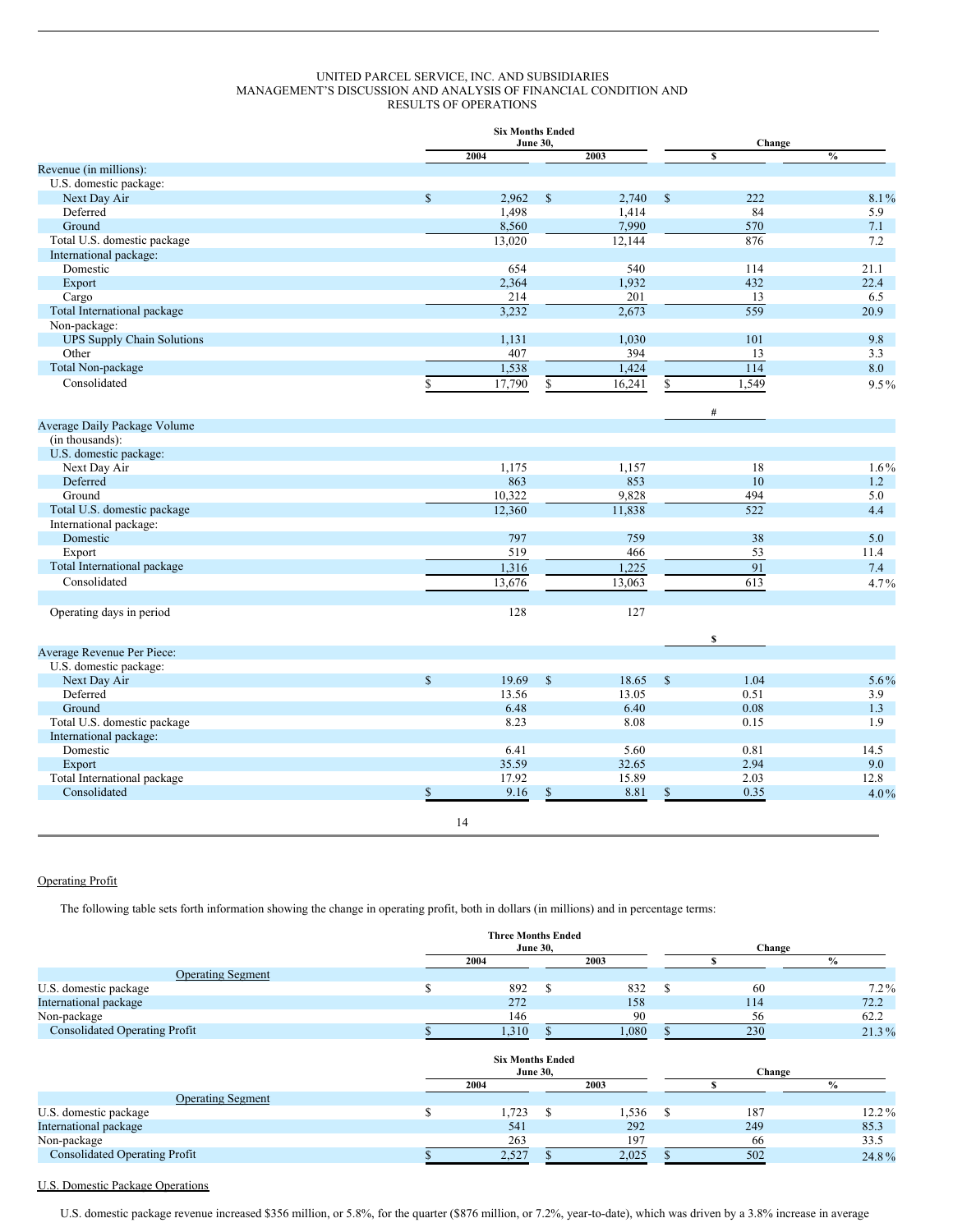UNITED PARCEL SERVICE, INC. AND SUBSIDIARIES
MANAGEMENT'S DISCUSSION AND ANALYSIS OF FINANCIAL CONDITION AND RESULTS OF OPERATIONS

| | Six Months Ended June 30, | | Change | |
|---|---|---|---|---|
| | 2004 | 2003 | $ | % |
| Revenue (in millions): | | | | |
| U.S. domestic package: | | | | |
| Next Day Air | $ 2,962 | $ 2,740 | $ 222 | 8.1% |
| Deferred | 1,498 | 1,414 | 84 | 5.9 |
| Ground | 8,560 | 7,990 | 570 | 7.1 |
| Total U.S. domestic package | 13,020 | 12,144 | 876 | 7.2 |
| International package: | | | | |
| Domestic | 654 | 540 | 114 | 21.1 |
| Export | 2,364 | 1,932 | 432 | 22.4 |
| Cargo | 214 | 201 | 13 | 6.5 |
| Total International package | 3,232 | 2,673 | 559 | 20.9 |
| Non-package: | | | | |
| UPS Supply Chain Solutions | 1,131 | 1,030 | 101 | 9.8 |
| Other | 407 | 394 | 13 | 3.3 |
| Total Non-package | 1,538 | 1,424 | 114 | 8.0 |
| Consolidated | $ 17,790 | $ 16,241 | $ 1,549 | 9.5% |
| | | | # | |
| Average Daily Package Volume (in thousands): | | | | |
| U.S. domestic package: | | | | |
| Next Day Air | 1,175 | 1,157 | 18 | 1.6% |
| Deferred | 863 | 853 | 10 | 1.2 |
| Ground | 10,322 | 9,828 | 494 | 5.0 |
| Total U.S. domestic package | 12,360 | 11,838 | 522 | 4.4 |
| International package: | | | | |
| Domestic | 797 | 759 | 38 | 5.0 |
| Export | 519 | 466 | 53 | 11.4 |
| Total International package | 1,316 | 1,225 | 91 | 7.4 |
| Consolidated | 13,676 | 13,063 | 613 | 4.7% |
| | | | | |
| Operating days in period | 128 | 127 | | |
| | | | $ | |
| Average Revenue Per Piece: | | | | |
| U.S. domestic package: | | | | |
| Next Day Air | $ 19.69 | $ 18.65 | $ 1.04 | 5.6% |
| Deferred | 13.56 | 13.05 | 0.51 | 3.9 |
| Ground | 6.48 | 6.40 | 0.08 | 1.3 |
| Total U.S. domestic package | 8.23 | 8.08 | 0.15 | 1.9 |
| International package: | | | | |
| Domestic | 6.41 | 5.60 | 0.81 | 14.5 |
| Export | 35.59 | 32.65 | 2.94 | 9.0 |
| Total International package | 17.92 | 15.89 | 2.03 | 12.8 |
| Consolidated | $ 9.16 | $ 8.81 | $ 0.35 | 4.0% |

Operating Profit

The following table sets forth information showing the change in operating profit, both in dollars (in millions) and in percentage terms:

| | Three Months Ended June 30, | | Change | |
|---|---|---|---|---|
| | 2004 | 2003 | $ | % |
| Operating Segment | | | | |
| U.S. domestic package | $ 892 | $ 832 | $ 60 | 7.2% |
| International package | 272 | 158 | 114 | 72.2 |
| Non-package | 146 | 90 | 56 | 62.2 |
| Consolidated Operating Profit | $ 1,310 | $ 1,080 | $ 230 | 21.3% |

| | Six Months Ended June 30, | | Change | |
|---|---|---|---|---|
| | 2004 | 2003 | $ | % |
| Operating Segment | | | | |
| U.S. domestic package | $ 1,723 | $ 1,536 | $ 187 | 12.2% |
| International package | 541 | 292 | 249 | 85.3 |
| Non-package | 263 | 197 | 66 | 33.5 |
| Consolidated Operating Profit | $ 2,527 | $ 2,025 | $ 502 | 24.8% |

U.S. Domestic Package Operations

U.S. domestic package revenue increased $356 million, or 5.8%, for the quarter ($876 million, or 7.2%, year-to-date), which was driven by a 3.8% increase in average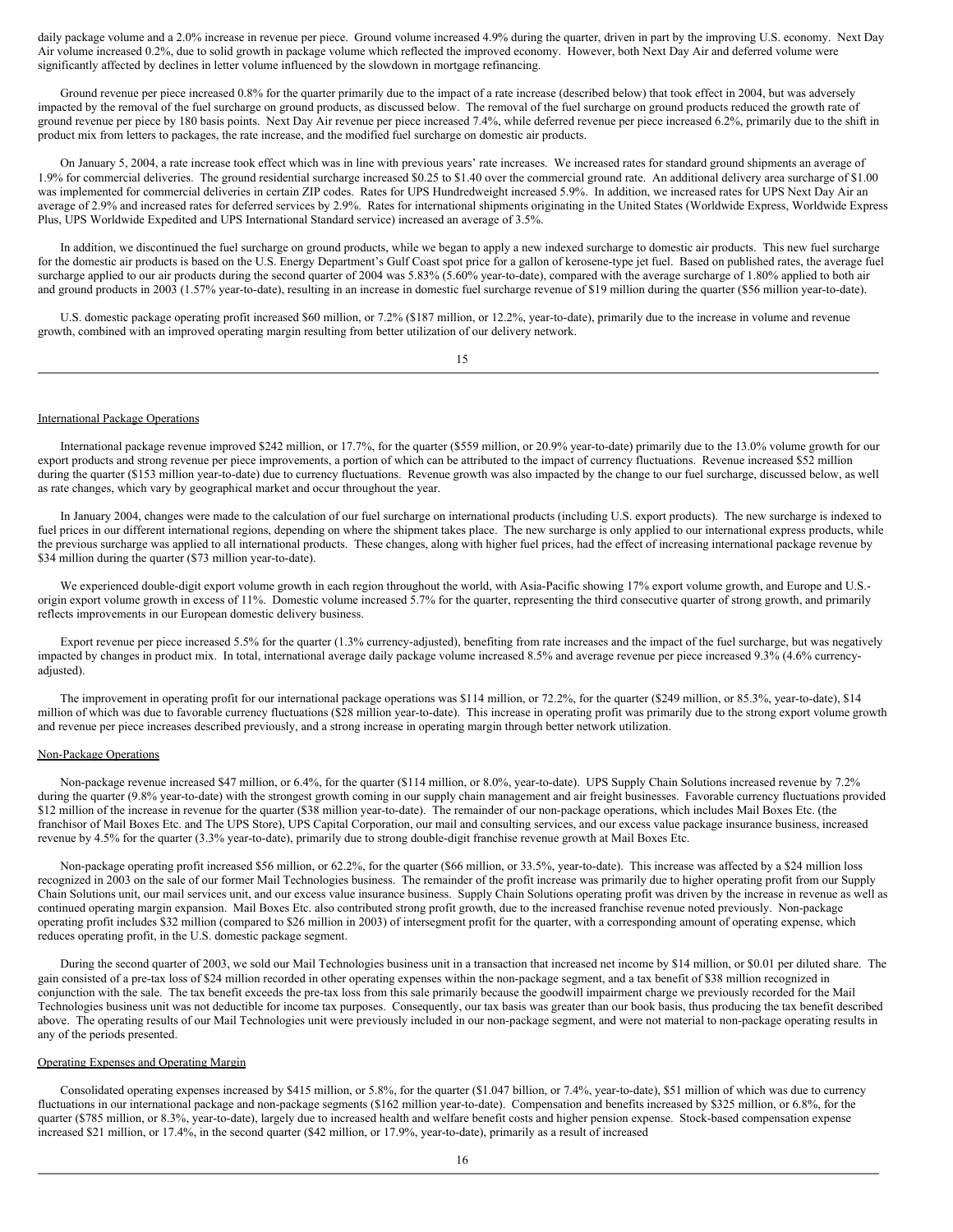daily package volume and a 2.0% increase in revenue per piece. Ground volume increased 4.9% during the quarter, driven in part by the improving U.S. economy. Next Day Air volume increased 0.2%, due to solid growth in package volume which reflected the improved economy. However, both Next Day Air and deferred volume were significantly affected by declines in letter volume influenced by the slowdown in mortgage refinancing.

Ground revenue per piece increased 0.8% for the quarter primarily due to the impact of a rate increase (described below) that took effect in 2004, but was adversely impacted by the removal of the fuel surcharge on ground products, as discussed below. The removal of the fuel surcharge on ground products reduced the growth rate of ground revenue per piece by 180 basis points. Next Day Air revenue per piece increased 7.4%, while deferred revenue per piece increased 6.2%, primarily due to the shift in product mix from letters to packages, the rate increase, and the modified fuel surcharge on domestic air products.

On January 5, 2004, a rate increase took effect which was in line with previous years' rate increases. We increased rates for standard ground shipments an average of 1.9% for commercial deliveries. The ground residential surcharge increased $0.25 to $1.40 over the commercial ground rate. An additional delivery area surcharge of $1.00 was implemented for commercial deliveries in certain ZIP codes. Rates for UPS Hundredweight increased 5.9%. In addition, we increased rates for UPS Next Day Air an average of 2.9% and increased rates for deferred services by 2.9%. Rates for international shipments originating in the United States (Worldwide Express, Worldwide Express Plus, UPS Worldwide Expedited and UPS International Standard service) increased an average of 3.5%.

In addition, we discontinued the fuel surcharge on ground products, while we began to apply a new indexed surcharge to domestic air products. This new fuel surcharge for the domestic air products is based on the U.S. Energy Department's Gulf Coast spot price for a gallon of kerosene-type jet fuel. Based on published rates, the average fuel surcharge applied to our air products during the second quarter of 2004 was 5.83% (5.60% year-to-date), compared with the average surcharge of 1.80% applied to both air and ground products in 2003 (1.57% year-to-date), resulting in an increase in domestic fuel surcharge revenue of $19 million during the quarter ($56 million year-to-date).

U.S. domestic package operating profit increased $60 million, or 7.2% ($187 million, or 12.2%, year-to-date), primarily due to the increase in volume and revenue growth, combined with an improved operating margin resulting from better utilization of our delivery network.

## International Package Operations

International package revenue improved $242 million, or 17.7%, for the quarter ($559 million, or 20.9% year-to-date) primarily due to the 13.0% volume growth for our export products and strong revenue per piece improvements, a portion of which can be attributed to the impact of currency fluctuations. Revenue increased $52 million during the quarter ($153 million year-to-date) due to currency fluctuations. Revenue growth was also impacted by the change to our fuel surcharge, discussed below, as well as rate changes, which vary by geographical market and occur throughout the year.

In January 2004, changes were made to the calculation of our fuel surcharge on international products (including U.S. export products). The new surcharge is indexed to fuel prices in our different international regions, depending on where the shipment takes place. The new surcharge is only applied to our international express products, while the previous surcharge was applied to all international products. These changes, along with higher fuel prices, had the effect of increasing international package revenue by $34 million during the quarter ($73 million year-to-date).

We experienced double-digit export volume growth in each region throughout the world, with Asia-Pacific showing 17% export volume growth, and Europe and U.S.-origin export volume growth in excess of 11%. Domestic volume increased 5.7% for the quarter, representing the third consecutive quarter of strong growth, and primarily reflects improvements in our European domestic delivery business.

Export revenue per piece increased 5.5% for the quarter (1.3% currency-adjusted), benefiting from rate increases and the impact of the fuel surcharge, but was negatively impacted by changes in product mix. In total, international average daily package volume increased 8.5% and average revenue per piece increased 9.3% (4.6% currency-adjusted).

The improvement in operating profit for our international package operations was $114 million, or 72.2%, for the quarter ($249 million, or 85.3%, year-to-date), $14 million of which was due to favorable currency fluctuations ($28 million year-to-date). This increase in operating profit was primarily due to the strong export volume growth and revenue per piece increases described previously, and a strong increase in operating margin through better network utilization.

## Non-Package Operations

Non-package revenue increased $47 million, or 6.4%, for the quarter ($114 million, or 8.0%, year-to-date). UPS Supply Chain Solutions increased revenue by 7.2% during the quarter (9.8% year-to-date) with the strongest growth coming in our supply chain management and air freight businesses. Favorable currency fluctuations provided $12 million of the increase in revenue for the quarter ($38 million year-to-date). The remainder of our non-package operations, which includes Mail Boxes Etc. (the franchisor of Mail Boxes Etc. and The UPS Store), UPS Capital Corporation, our mail and consulting services, and our excess value package insurance business, increased revenue by 4.5% for the quarter (3.3% year-to-date), primarily due to strong double-digit franchise revenue growth at Mail Boxes Etc.

Non-package operating profit increased $56 million, or 62.2%, for the quarter ($66 million, or 33.5%, year-to-date). This increase was affected by a $24 million loss recognized in 2003 on the sale of our former Mail Technologies business. The remainder of the profit increase was primarily due to higher operating profit from our Supply Chain Solutions unit, our mail services unit, and our excess value insurance business. Supply Chain Solutions operating profit was driven by the increase in revenue as well as continued operating margin expansion. Mail Boxes Etc. also contributed strong profit growth, due to the increased franchise revenue noted previously. Non-package operating profit includes $32 million (compared to $26 million in 2003) of intersegment profit for the quarter, with a corresponding amount of operating expense, which reduces operating profit, in the U.S. domestic package segment.

During the second quarter of 2003, we sold our Mail Technologies business unit in a transaction that increased net income by $14 million, or $0.01 per diluted share. The gain consisted of a pre-tax loss of $24 million recorded in other operating expenses within the non-package segment, and a tax benefit of $38 million recognized in conjunction with the sale. The tax benefit exceeds the pre-tax loss from this sale primarily because the goodwill impairment charge we previously recorded for the Mail Technologies business unit was not deductible for income tax purposes. Consequently, our tax basis was greater than our book basis, thus producing the tax benefit described above. The operating results of our Mail Technologies unit were previously included in our non-package segment, and were not material to non-package operating results in any of the periods presented.

## Operating Expenses and Operating Margin

Consolidated operating expenses increased by $415 million, or 5.8%, for the quarter ($1.047 billion, or 7.4%, year-to-date), $51 million of which was due to currency fluctuations in our international package and non-package segments ($162 million year-to-date). Compensation and benefits increased by $325 million, or 6.8%, for the quarter ($785 million, or 8.3%, year-to-date), largely due to increased health and welfare benefit costs and higher pension expense. Stock-based compensation expense increased $21 million, or 17.4%, in the second quarter ($42 million, or 17.9%, year-to-date), primarily as a result of increased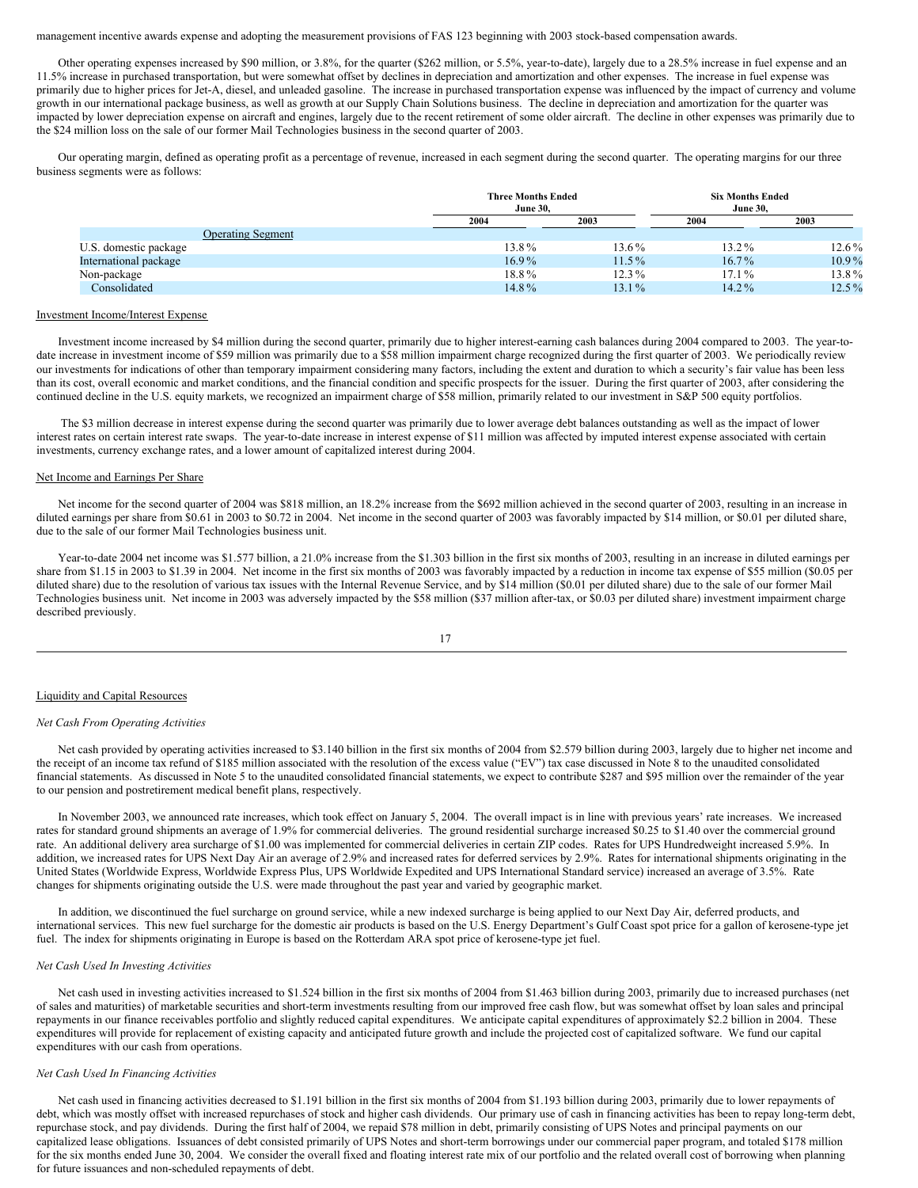management incentive awards expense and adopting the measurement provisions of FAS 123 beginning with 2003 stock-based compensation awards.

Other operating expenses increased by $90 million, or 3.8%, for the quarter ($262 million, or 5.5%, year-to-date), largely due to a 28.5% increase in fuel expense and an 11.5% increase in purchased transportation, but were somewhat offset by declines in depreciation and amortization and other expenses. The increase in fuel expense was primarily due to higher prices for Jet-A, diesel, and unleaded gasoline. The increase in purchased transportation expense was influenced by the impact of currency and volume growth in our international package business, as well as growth at our Supply Chain Solutions business. The decline in depreciation and amortization for the quarter was impacted by lower depreciation expense on aircraft and engines, largely due to the recent retirement of some older aircraft. The decline in other expenses was primarily due to the $24 million loss on the sale of our former Mail Technologies business in the second quarter of 2003.

Our operating margin, defined as operating profit as a percentage of revenue, increased in each segment during the second quarter. The operating margins for our three business segments were as follows:

| | Three Months Ended June 30, | | Six Months Ended June 30, | |
|---|---|---|---|---|
| | 2004 | 2003 | 2004 | 2003 |
| Operating Segment | | | | |
| U.S. domestic package | 13.8% | 13.6% | 13.2% | 12.6% |
| International package | 16.9% | 11.5% | 16.7% | 10.9% |
| Non-package | 18.8% | 12.3% | 17.1% | 13.8% |
| Consolidated | 14.8% | 13.1% | 14.2% | 12.5% |

## Investment Income/Interest Expense

Investment income increased by $4 million during the second quarter, primarily due to higher interest-earning cash balances during 2004 compared to 2003. The year-to-date increase in investment income of $59 million was primarily due to a $58 million impairment charge recognized during the first quarter of 2003. We periodically review our investments for indications of other than temporary impairment considering many factors, including the extent and duration to which a security's fair value has been less than its cost, overall economic and market conditions, and the financial condition and specific prospects for the issuer. During the first quarter of 2003, after considering the continued decline in the U.S. equity markets, we recognized an impairment charge of $58 million, primarily related to our investment in S&P 500 equity portfolios.

The $3 million decrease in interest expense during the second quarter was primarily due to lower average debt balances outstanding as well as the impact of lower interest rates on certain interest rate swaps. The year-to-date increase in interest expense of $11 million was affected by imputed interest expense associated with certain investments, currency exchange rates, and a lower amount of capitalized interest during 2004.

## Net Income and Earnings Per Share

Net income for the second quarter of 2004 was $818 million, an 18.2% increase from the $692 million achieved in the second quarter of 2003, resulting in an increase in diluted earnings per share from $0.61 in 2003 to $0.72 in 2004. Net income in the second quarter of 2003 was favorably impacted by $14 million, or $0.01 per diluted share, due to the sale of our former Mail Technologies business unit.

Year-to-date 2004 net income was $1.577 billion, a 21.0% increase from the $1.303 billion in the first six months of 2003, resulting in an increase in diluted earnings per share from $1.15 in 2003 to $1.39 in 2004. Net income in the first six months of 2003 was favorably impacted by a reduction in income tax expense of $55 million ($0.05 per diluted share) due to the resolution of various tax issues with the Internal Revenue Service, and by $14 million ($0.01 per diluted share) due to the sale of our former Mail Technologies business unit. Net income in 2003 was adversely impacted by the $58 million ($37 million after-tax, or $0.03 per diluted share) investment impairment charge described previously.

## Liquidity and Capital Resources

### *Net Cash From Operating Activities*

Net cash provided by operating activities increased to $3.140 billion in the first six months of 2004 from $2.579 billion during 2003, largely due to higher net income and the receipt of an income tax refund of $185 million associated with the resolution of the excess value ("EV") tax case discussed in Note 8 to the unaudited consolidated financial statements. As discussed in Note 5 to the unaudited consolidated financial statements, we expect to contribute $287 and $95 million over the remainder of the year to our pension and postretirement medical benefit plans, respectively.

In November 2003, we announced rate increases, which took effect on January 5, 2004. The overall impact is in line with previous years' rate increases. We increased rates for standard ground shipments an average of 1.9% for commercial deliveries. The ground residential surcharge increased $0.25 to $1.40 over the commercial ground rate. An additional delivery area surcharge of $1.00 was implemented for commercial deliveries in certain ZIP codes. Rates for UPS Hundredweight increased 5.9%. In addition, we increased rates for UPS Next Day Air an average of 2.9% and increased rates for deferred services by 2.9%. Rates for international shipments originating in the United States (Worldwide Express, Worldwide Express Plus, UPS Worldwide Expedited and UPS International Standard service) increased an average of 3.5%. Rate changes for shipments originating outside the U.S. were made throughout the past year and varied by geographic market.

In addition, we discontinued the fuel surcharge on ground service, while a new indexed surcharge is being applied to our Next Day Air, deferred products, and international services. This new fuel surcharge for the domestic air products is based on the U.S. Energy Department's Gulf Coast spot price for a gallon of kerosene-type jet fuel. The index for shipments originating in Europe is based on the Rotterdam ARA spot price of kerosene-type jet fuel.

### *Net Cash Used In Investing Activities*

Net cash used in investing activities increased to $1.524 billion in the first six months of 2004 from $1.463 billion during 2003, primarily due to increased purchases (net of sales and maturities) of marketable securities and short-term investments resulting from our improved free cash flow, but was somewhat offset by loan sales and principal repayments in our finance receivables portfolio and slightly reduced capital expenditures. We anticipate capital expenditures of approximately $2.2 billion in 2004. These expenditures will provide for replacement of existing capacity and anticipated future growth and include the projected cost of capitalized software. We fund our capital expenditures with our cash from operations.

### *Net Cash Used In Financing Activities*

Net cash used in financing activities decreased to $1.191 billion in the first six months of 2004 from $1.193 billion during 2003, primarily due to lower repayments of debt, which was mostly offset with increased repurchases of stock and higher cash dividends. Our primary use of cash in financing activities has been to repay long-term debt, repurchase stock, and pay dividends. During the first half of 2004, we repaid $78 million in debt, primarily consisting of UPS Notes and principal payments on our capitalized lease obligations. Issuances of debt consisted primarily of UPS Notes and short-term borrowings under our commercial paper program, and totaled $178 million for the six months ended June 30, 2004. We consider the overall fixed and floating interest rate mix of our portfolio and the related overall cost of borrowing when planning for future issuances and non-scheduled repayments of debt.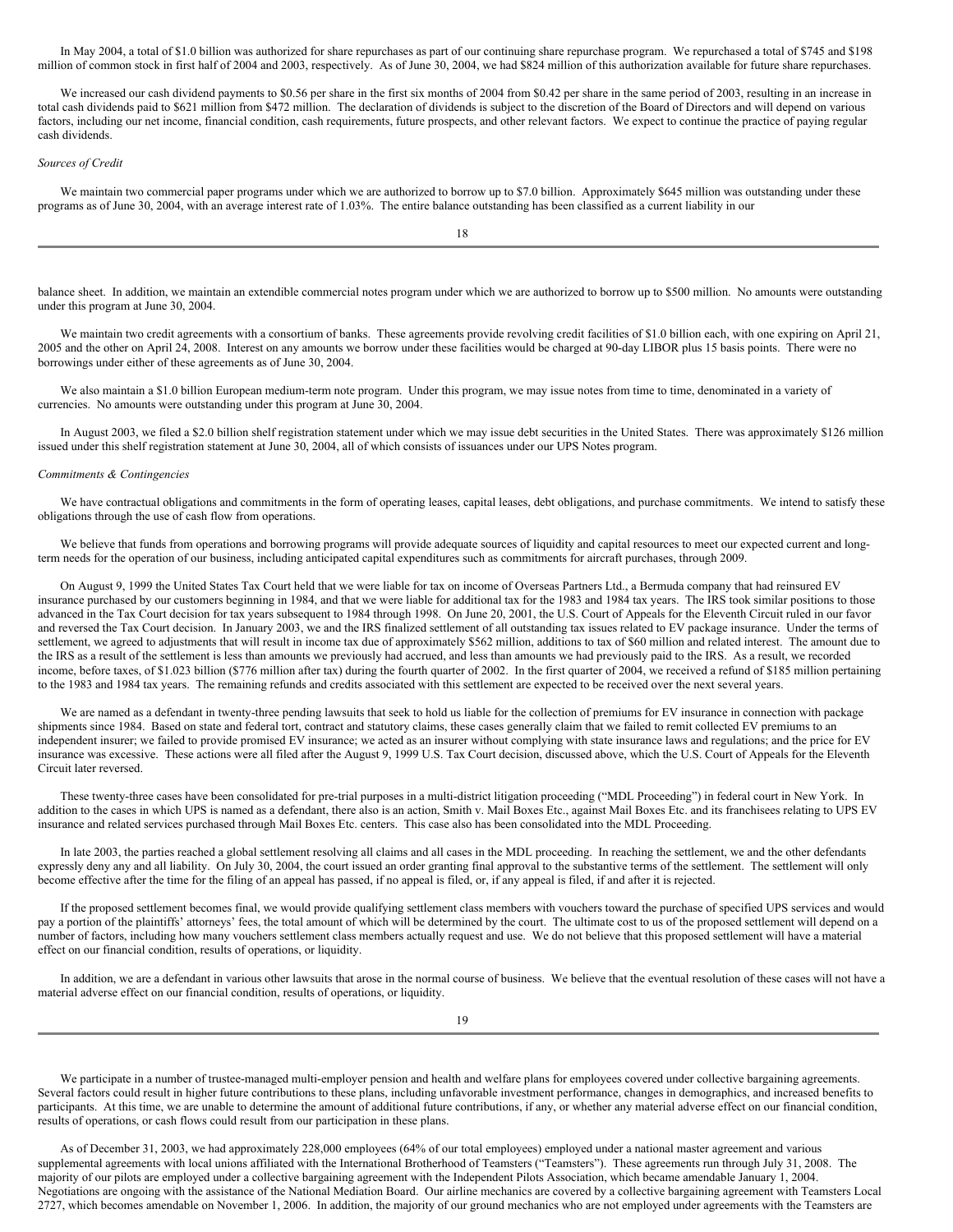In May 2004, a total of $1.0 billion was authorized for share repurchases as part of our continuing share repurchase program. We repurchased a total of $745 and $198 million of common stock in first half of 2004 and 2003, respectively. As of June 30, 2004, we had $824 million of this authorization available for future share repurchases.

We increased our cash dividend payments to $0.56 per share in the first six months of 2004 from $0.42 per share in the same period of 2003, resulting in an increase in total cash dividends paid to $621 million from $472 million. The declaration of dividends is subject to the discretion of the Board of Directors and will depend on various factors, including our net income, financial condition, cash requirements, future prospects, and other relevant factors. We expect to continue the practice of paying regular cash dividends.

*Sources of Credit*

We maintain two commercial paper programs under which we are authorized to borrow up to $7.0 billion. Approximately $645 million was outstanding under these programs as of June 30, 2004, with an average interest rate of 1.03%. The entire balance outstanding has been classified as a current liability in our balance sheet. In addition, we maintain an extendible commercial notes program under which we are authorized to borrow up to $500 million. No amounts were outstanding under this program at June 30, 2004.

We maintain two credit agreements with a consortium of banks. These agreements provide revolving credit facilities of $1.0 billion each, with one expiring on April 21, 2005 and the other on April 24, 2008. Interest on any amounts we borrow under these facilities would be charged at 90-day LIBOR plus 15 basis points. There were no borrowings under either of these agreements as of June 30, 2004.

We also maintain a $1.0 billion European medium-term note program. Under this program, we may issue notes from time to time, denominated in a variety of currencies. No amounts were outstanding under this program at June 30, 2004.

In August 2003, we filed a $2.0 billion shelf registration statement under which we may issue debt securities in the United States. There was approximately $126 million issued under this shelf registration statement at June 30, 2004, all of which consists of issuances under our UPS Notes program.

*Commitments & Contingencies*

We have contractual obligations and commitments in the form of operating leases, capital leases, debt obligations, and purchase commitments. We intend to satisfy these obligations through the use of cash flow from operations.

We believe that funds from operations and borrowing programs will provide adequate sources of liquidity and capital resources to meet our expected current and long-term needs for the operation of our business, including anticipated capital expenditures such as commitments for aircraft purchases, through 2009.

On August 9, 1999 the United States Tax Court held that we were liable for tax on income of Overseas Partners Ltd., a Bermuda company that had reinsured EV insurance purchased by our customers beginning in 1984, and that we were liable for additional tax for the 1983 and 1984 tax years. The IRS took similar positions to those advanced in the Tax Court decision for tax years subsequent to 1984 through 1998. On June 20, 2001, the U.S. Court of Appeals for the Eleventh Circuit ruled in our favor and reversed the Tax Court decision. In January 2003, we and the IRS finalized settlement of all outstanding tax issues related to EV package insurance. Under the terms of settlement, we agreed to adjustments that will result in income tax due of approximately $562 million, additions to tax of $60 million and related interest. The amount due to the IRS as a result of the settlement is less than amounts we previously had accrued, and less than amounts we had previously paid to the IRS. As a result, we recorded income, before taxes, of $1.023 billion ($776 million after tax) during the fourth quarter of 2002. In the first quarter of 2004, we received a refund of $185 million pertaining to the 1983 and 1984 tax years. The remaining refunds and credits associated with this settlement are expected to be received over the next several years.

We are named as a defendant in twenty-three pending lawsuits that seek to hold us liable for the collection of premiums for EV insurance in connection with package shipments since 1984. Based on state and federal tort, contract and statutory claims, these cases generally claim that we failed to remit collected EV premiums to an independent insurer; we failed to provide promised EV insurance; we acted as an insurer without complying with state insurance laws and regulations; and the price for EV insurance was excessive. These actions were all filed after the August 9, 1999 U.S. Tax Court decision, discussed above, which the U.S. Court of Appeals for the Eleventh Circuit later reversed.

These twenty-three cases have been consolidated for pre-trial purposes in a multi-district litigation proceeding ("MDL Proceeding") in federal court in New York. In addition to the cases in which UPS is named as a defendant, there also is an action, Smith v. Mail Boxes Etc., against Mail Boxes Etc. and its franchisees relating to UPS EV insurance and related services purchased through Mail Boxes Etc. centers. This case also has been consolidated into the MDL Proceeding.

In late 2003, the parties reached a global settlement resolving all claims and all cases in the MDL proceeding. In reaching the settlement, we and the other defendants expressly deny any and all liability. On July 30, 2004, the court issued an order granting final approval to the substantive terms of the settlement. The settlement will only become effective after the time for the filing of an appeal has passed, if no appeal is filed, or, if any appeal is filed, if and after it is rejected.

If the proposed settlement becomes final, we would provide qualifying settlement class members with vouchers toward the purchase of specified UPS services and would pay a portion of the plaintiffs' attorneys' fees, the total amount of which will be determined by the court. The ultimate cost to us of the proposed settlement will depend on a number of factors, including how many vouchers settlement class members actually request and use. We do not believe that this proposed settlement will have a material effect on our financial condition, results of operations, or liquidity.

In addition, we are a defendant in various other lawsuits that arose in the normal course of business. We believe that the eventual resolution of these cases will not have a material adverse effect on our financial condition, results of operations, or liquidity.

We participate in a number of trustee-managed multi-employer pension and health and welfare plans for employees covered under collective bargaining agreements. Several factors could result in higher future contributions to these plans, including unfavorable investment performance, changes in demographics, and increased benefits to participants. At this time, we are unable to determine the amount of additional future contributions, if any, or whether any material adverse effect on our financial condition, results of operations, or cash flows could result from our participation in these plans.

As of December 31, 2003, we had approximately 228,000 employees (64% of our total employees) employed under a national master agreement and various supplemental agreements with local unions affiliated with the International Brotherhood of Teamsters ("Teamsters"). These agreements run through July 31, 2008. The majority of our pilots are employed under a collective bargaining agreement with the Independent Pilots Association, which became amendable January 1, 2004. Negotiations are ongoing with the assistance of the National Mediation Board. Our airline mechanics are covered by a collective bargaining agreement with Teamsters Local 2727, which becomes amendable on November 1, 2006. In addition, the majority of our ground mechanics who are not employed under agreements with the Teamsters are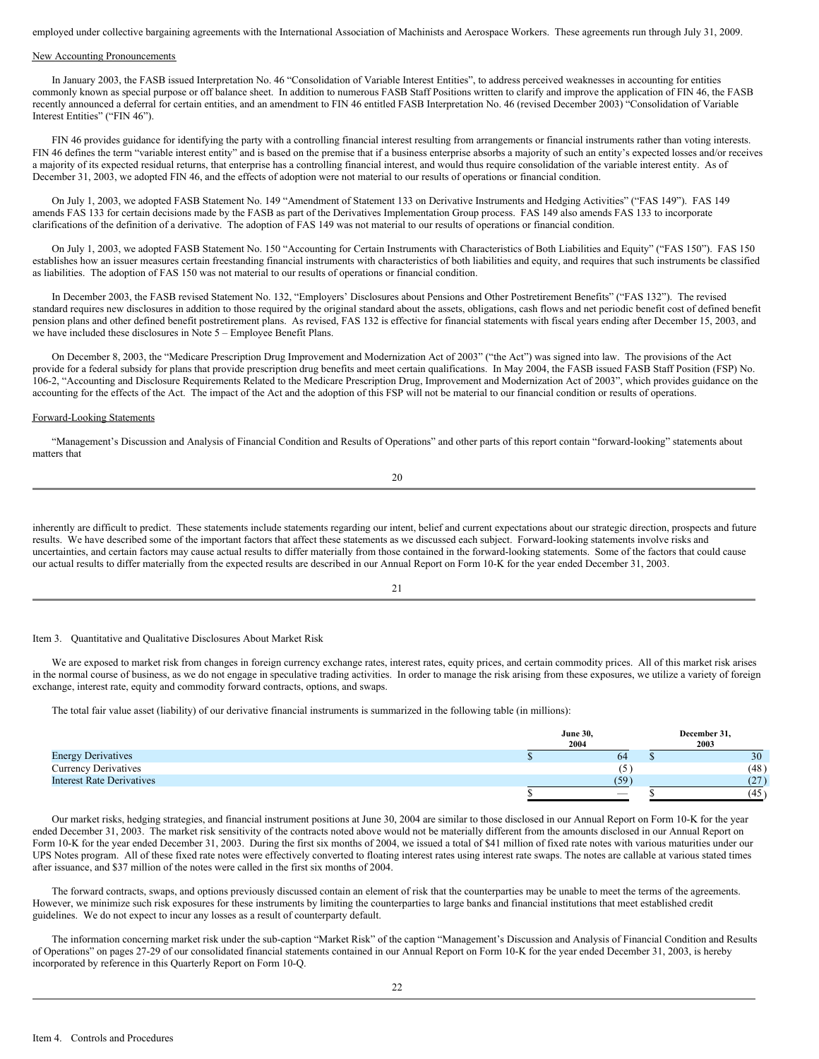employed under collective bargaining agreements with the International Association of Machinists and Aerospace Workers. These agreements run through July 31, 2009.

New Accounting Pronouncements

In January 2003, the FASB issued Interpretation No. 46 "Consolidation of Variable Interest Entities", to address perceived weaknesses in accounting for entities commonly known as special purpose or off balance sheet. In addition to numerous FASB Staff Positions written to clarify and improve the application of FIN 46, the FASB recently announced a deferral for certain entities, and an amendment to FIN 46 entitled FASB Interpretation No. 46 (revised December 2003) "Consolidation of Variable Interest Entities" ("FIN 46").

FIN 46 provides guidance for identifying the party with a controlling financial interest resulting from arrangements or financial instruments rather than voting interests. FIN 46 defines the term "variable interest entity" and is based on the premise that if a business enterprise absorbs a majority of such an entity's expected losses and/or receives a majority of its expected residual returns, that enterprise has a controlling financial interest, and would thus require consolidation of the variable interest entity. As of December 31, 2003, we adopted FIN 46, and the effects of adoption were not material to our results of operations or financial condition.

On July 1, 2003, we adopted FASB Statement No. 149 "Amendment of Statement 133 on Derivative Instruments and Hedging Activities" ("FAS 149"). FAS 149 amends FAS 133 for certain decisions made by the FASB as part of the Derivatives Implementation Group process. FAS 149 also amends FAS 133 to incorporate clarifications of the definition of a derivative. The adoption of FAS 149 was not material to our results of operations or financial condition.

On July 1, 2003, we adopted FASB Statement No. 150 "Accounting for Certain Instruments with Characteristics of Both Liabilities and Equity" ("FAS 150"). FAS 150 establishes how an issuer measures certain freestanding financial instruments with characteristics of both liabilities and equity, and requires that such instruments be classified as liabilities. The adoption of FAS 150 was not material to our results of operations or financial condition.

In December 2003, the FASB revised Statement No. 132, "Employers' Disclosures about Pensions and Other Postretirement Benefits" ("FAS 132"). The revised standard requires new disclosures in addition to those required by the original standard about the assets, obligations, cash flows and net periodic benefit cost of defined benefit pension plans and other defined benefit postretirement plans. As revised, FAS 132 is effective for financial statements with fiscal years ending after December 15, 2003, and we have included these disclosures in Note 5 – Employee Benefit Plans.

On December 8, 2003, the "Medicare Prescription Drug Improvement and Modernization Act of 2003" ("the Act") was signed into law. The provisions of the Act provide for a federal subsidy for plans that provide prescription drug benefits and meet certain qualifications. In May 2004, the FASB issued FASB Staff Position (FSP) No. 106-2, "Accounting and Disclosure Requirements Related to the Medicare Prescription Drug, Improvement and Modernization Act of 2003", which provides guidance on the accounting for the effects of the Act. The impact of the Act and the adoption of this FSP will not be material to our financial condition or results of operations.

Forward-Looking Statements

"Management's Discussion and Analysis of Financial Condition and Results of Operations" and other parts of this report contain "forward-looking" statements about matters that inherently are difficult to predict. These statements include statements regarding our intent, belief and current expectations about our strategic direction, prospects and future results. We have described some of the important factors that affect these statements as we discussed each subject. Forward-looking statements involve risks and uncertainties, and certain factors may cause actual results to differ materially from those contained in the forward-looking statements. Some of the factors that could cause our actual results to differ materially from the expected results are described in our Annual Report on Form 10-K for the year ended December 31, 2003.

Item 3. Quantitative and Qualitative Disclosures About Market Risk

We are exposed to market risk from changes in foreign currency exchange rates, interest rates, equity prices, and certain commodity prices. All of this market risk arises in the normal course of business, as we do not engage in speculative trading activities. In order to manage the risk arising from these exposures, we utilize a variety of foreign exchange, interest rate, equity and commodity forward contracts, options, and swaps.

The total fair value asset (liability) of our derivative financial instruments is summarized in the following table (in millions):

| | June 30, 2004 | December 31, 2003 |
|---|---|---|
| Energy Derivatives | $ 64 | $ 30 |
| Currency Derivatives | (5) | (48) |
| Interest Rate Derivatives | (59) | (27) |
| | $ — | $ (45) |

Our market risks, hedging strategies, and financial instrument positions at June 30, 2004 are similar to those disclosed in our Annual Report on Form 10-K for the year ended December 31, 2003. The market risk sensitivity of the contracts noted above would not be materially different from the amounts disclosed in our Annual Report on Form 10-K for the year ended December 31, 2003. During the first six months of 2004, we issued a total of $41 million of fixed rate notes with various maturities under our UPS Notes program. All of these fixed rate notes were effectively converted to floating interest rates using interest rate swaps. The notes are callable at various stated times after issuance, and $37 million of the notes were called in the first six months of 2004.

The forward contracts, swaps, and options previously discussed contain an element of risk that the counterparties may be unable to meet the terms of the agreements. However, we minimize such risk exposures for these instruments by limiting the counterparties to large banks and financial institutions that meet established credit guidelines. We do not expect to incur any losses as a result of counterparty default.

The information concerning market risk under the sub-caption "Market Risk" of the caption "Management's Discussion and Analysis of Financial Condition and Results of Operations" on pages 27-29 of our consolidated financial statements contained in our Annual Report on Form 10-K for the year ended December 31, 2003, is hereby incorporated by reference in this Quarterly Report on Form 10-Q.

Item 4. Controls and Procedures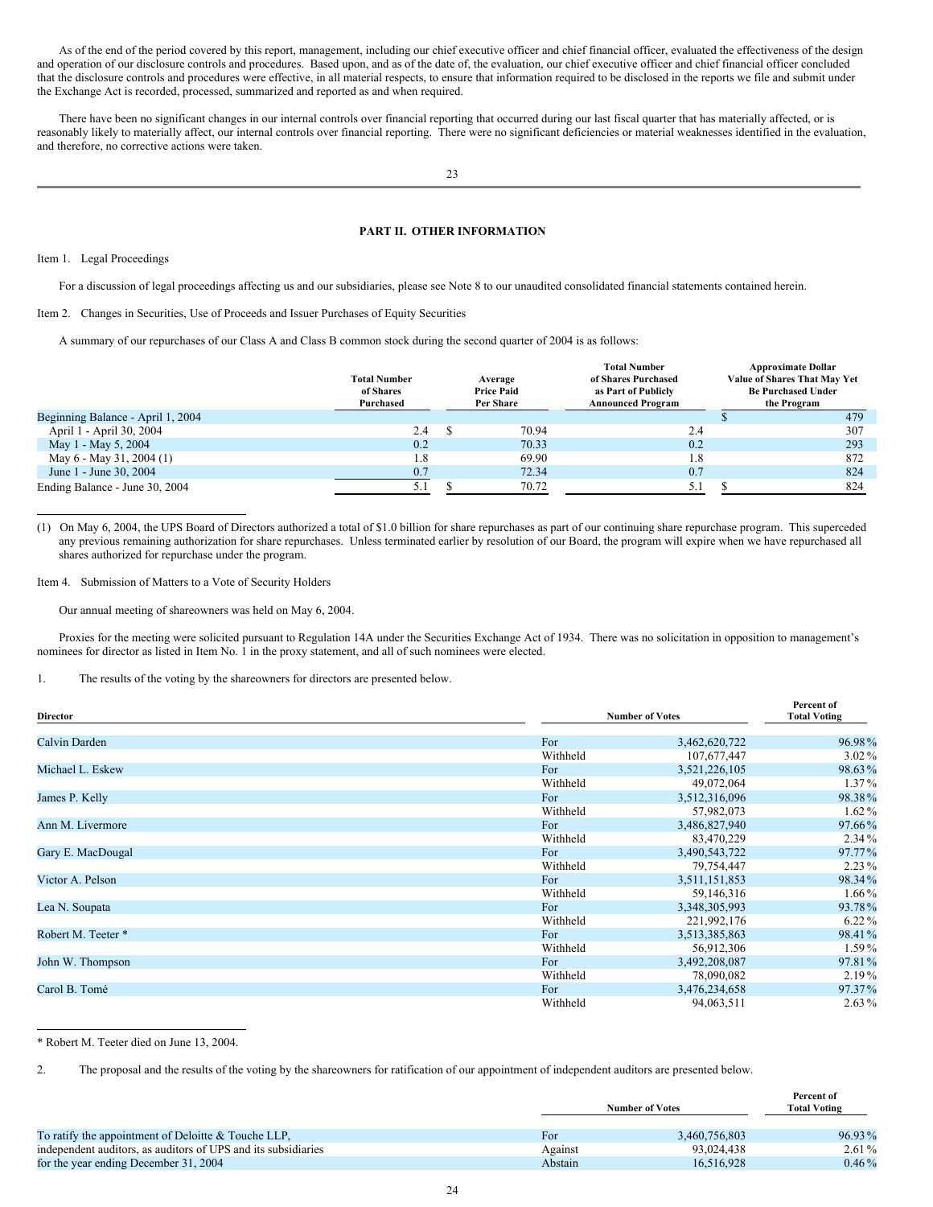As of the end of the period covered by this report, management, including our chief executive officer and chief financial officer, evaluated the effectiveness of the design and operation of our disclosure controls and procedures. Based upon, and as of the date of, the evaluation, our chief executive officer and chief financial officer concluded that the disclosure controls and procedures were effective, in all material respects, to ensure that information required to be disclosed in the reports we file and submit under the Exchange Act is recorded, processed, summarized and reported as and when required.

There have been no significant changes in our internal controls over financial reporting that occurred during our last fiscal quarter that has materially affected, or is reasonably likely to materially affect, our internal controls over financial reporting. There were no significant deficiencies or material weaknesses identified in the evaluation, and therefore, no corrective actions were taken.

## PART II. OTHER INFORMATION

Item 1. Legal Proceedings

For a discussion of legal proceedings affecting us and our subsidiaries, please see Note 8 to our unaudited consolidated financial statements contained herein.

Item 2. Changes in Securities, Use of Proceeds and Issuer Purchases of Equity Securities

A summary of our repurchases of our Class A and Class B common stock during the second quarter of 2004 is as follows:

| | Total Number of Shares Purchased | Average Price Paid Per Share | Total Number of Shares Purchased as Part of Publicly Announced Program | Approximate Dollar Value of Shares That May Yet Be Purchased Under the Program |
|---|---|---|---|---|
| Beginning Balance - April 1, 2004 | | | | $ 479 |
| April 1 - April 30, 2004 | 2.4 | $ 70.94 | 2.4 | 307 |
| May 1 - May 5, 2004 | 0.2 | 70.33 | 0.2 | 293 |
| May 6 - May 31, 2004 (1) | 1.8 | 69.90 | 1.8 | 872 |
| June 1 - June 30, 2004 | 0.7 | 72.34 | 0.7 | 824 |
| Ending Balance - June 30, 2004 | 5.1 | $ 70.72 | 5.1 | $ 824 |

(1) On May 6, 2004, the UPS Board of Directors authorized a total of $1.0 billion for share repurchases as part of our continuing share repurchase program. This superceded any previous remaining authorization for share repurchases. Unless terminated earlier by resolution of our Board, the program will expire when we have repurchased all shares authorized for repurchase under the program.

Item 4. Submission of Matters to a Vote of Security Holders

Our annual meeting of shareowners was held on May 6, 2004.

Proxies for the meeting were solicited pursuant to Regulation 14A under the Securities Exchange Act of 1934. There was no solicitation in opposition to management's nominees for director as listed in Item No. 1 in the proxy statement, and all of such nominees were elected.

1. The results of the voting by the shareowners for directors are presented below.

| Director | | Number of Votes | Percent of Total Voting |
|---|---|---|---|
| Calvin Darden | For | 3,462,620,722 | 96.98% |
| | Withheld | 107,677,447 | 3.02% |
| Michael L. Eskew | For | 3,521,226,105 | 98.63% |
| | Withheld | 49,072,064 | 1.37% |
| James P. Kelly | For | 3,512,316,096 | 98.38% |
| | Withheld | 57,982,073 | 1.62% |
| Ann M. Livermore | For | 3,486,827,940 | 97.66% |
| | Withheld | 83,470,229 | 2.34% |
| Gary E. MacDougal | For | 3,490,543,722 | 97.77% |
| | Withheld | 79,754,447 | 2.23% |
| Victor A. Pelson | For | 3,511,151,853 | 98.34% |
| | Withheld | 59,146,316 | 1.66% |
| Lea N. Soupata | For | 3,348,305,993 | 93.78% |
| | Withheld | 221,992,176 | 6.22% |
| Robert M. Teeter * | For | 3,513,385,863 | 98.41% |
| | Withheld | 56,912,306 | 1.59% |
| John W. Thompson | For | 3,492,208,087 | 97.81% |
| | Withheld | 78,090,082 | 2.19% |
| Carol B. Tomé | For | 3,476,234,658 | 97.37% |
| | Withheld | 94,063,511 | 2.63% |

\* Robert M. Teeter died on June 13, 2004.

2. The proposal and the results of the voting by the shareowners for ratification of our appointment of independent auditors are presented below.

| | | Number of Votes | Percent of Total Voting |
|---|---|---|---|
| To ratify the appointment of Deloitte & Touche LLP, | For | 3,460,756,803 | 96.93% |
| independent auditors, as auditors of UPS and its subsidiaries | Against | 93,024,438 | 2.61% |
| for the year ending December 31, 2004 | Abstain | 16,516,928 | 0.46% |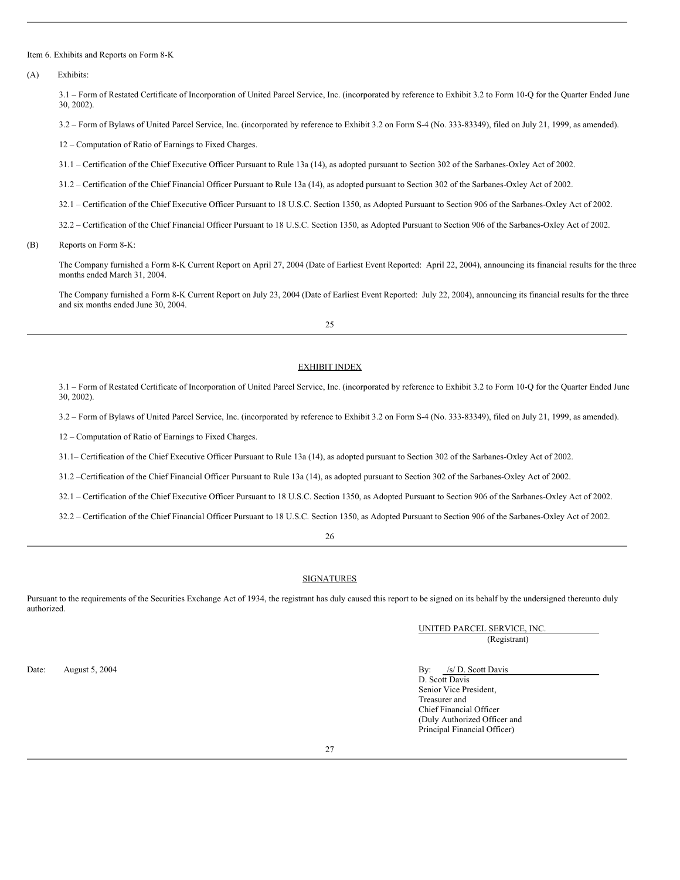Item 6. Exhibits and Reports on Form 8-K

(A) Exhibits:

3.1 – Form of Restated Certificate of Incorporation of United Parcel Service, Inc. (incorporated by reference to Exhibit 3.2 to Form 10-Q for the Quarter Ended June 30, 2002).

3.2 – Form of Bylaws of United Parcel Service, Inc. (incorporated by reference to Exhibit 3.2 on Form S-4 (No. 333-83349), filed on July 21, 1999, as amended).

12 – Computation of Ratio of Earnings to Fixed Charges.

31.1 – Certification of the Chief Executive Officer Pursuant to Rule 13a (14), as adopted pursuant to Section 302 of the Sarbanes-Oxley Act of 2002.

31.2 – Certification of the Chief Financial Officer Pursuant to Rule 13a (14), as adopted pursuant to Section 302 of the Sarbanes-Oxley Act of 2002.

32.1 – Certification of the Chief Executive Officer Pursuant to 18 U.S.C. Section 1350, as Adopted Pursuant to Section 906 of the Sarbanes-Oxley Act of 2002.

32.2 – Certification of the Chief Financial Officer Pursuant to 18 U.S.C. Section 1350, as Adopted Pursuant to Section 906 of the Sarbanes-Oxley Act of 2002.

(B) Reports on Form 8-K:

The Company furnished a Form 8-K Current Report on April 27, 2004 (Date of Earliest Event Reported: April 22, 2004), announcing its financial results for the three months ended March 31, 2004.

The Company furnished a Form 8-K Current Report on July 23, 2004 (Date of Earliest Event Reported: July 22, 2004), announcing its financial results for the three and six months ended June 30, 2004.

## EXHIBIT INDEX

3.1 – Form of Restated Certificate of Incorporation of United Parcel Service, Inc. (incorporated by reference to Exhibit 3.2 to Form 10-Q for the Quarter Ended June 30, 2002).

3.2 – Form of Bylaws of United Parcel Service, Inc. (incorporated by reference to Exhibit 3.2 on Form S-4 (No. 333-83349), filed on July 21, 1999, as amended).

12 – Computation of Ratio of Earnings to Fixed Charges.

31.1– Certification of the Chief Executive Officer Pursuant to Rule 13a (14), as adopted pursuant to Section 302 of the Sarbanes-Oxley Act of 2002.

31.2 –Certification of the Chief Financial Officer Pursuant to Rule 13a (14), as adopted pursuant to Section 302 of the Sarbanes-Oxley Act of 2002.

32.1 – Certification of the Chief Executive Officer Pursuant to 18 U.S.C. Section 1350, as Adopted Pursuant to Section 906 of the Sarbanes-Oxley Act of 2002.

32.2 – Certification of the Chief Financial Officer Pursuant to 18 U.S.C. Section 1350, as Adopted Pursuant to Section 906 of the Sarbanes-Oxley Act of 2002.

## SIGNATURES

Pursuant to the requirements of the Securities Exchange Act of 1934, the registrant has duly caused this report to be signed on its behalf by the undersigned thereunto duly authorized.

UNITED PARCEL SERVICE, INC.
(Registrant)

Date: August 5, 2004

By: /s/ D. Scott Davis
D. Scott Davis
Senior Vice President,
Treasurer and
Chief Financial Officer
(Duly Authorized Officer and
Principal Financial Officer)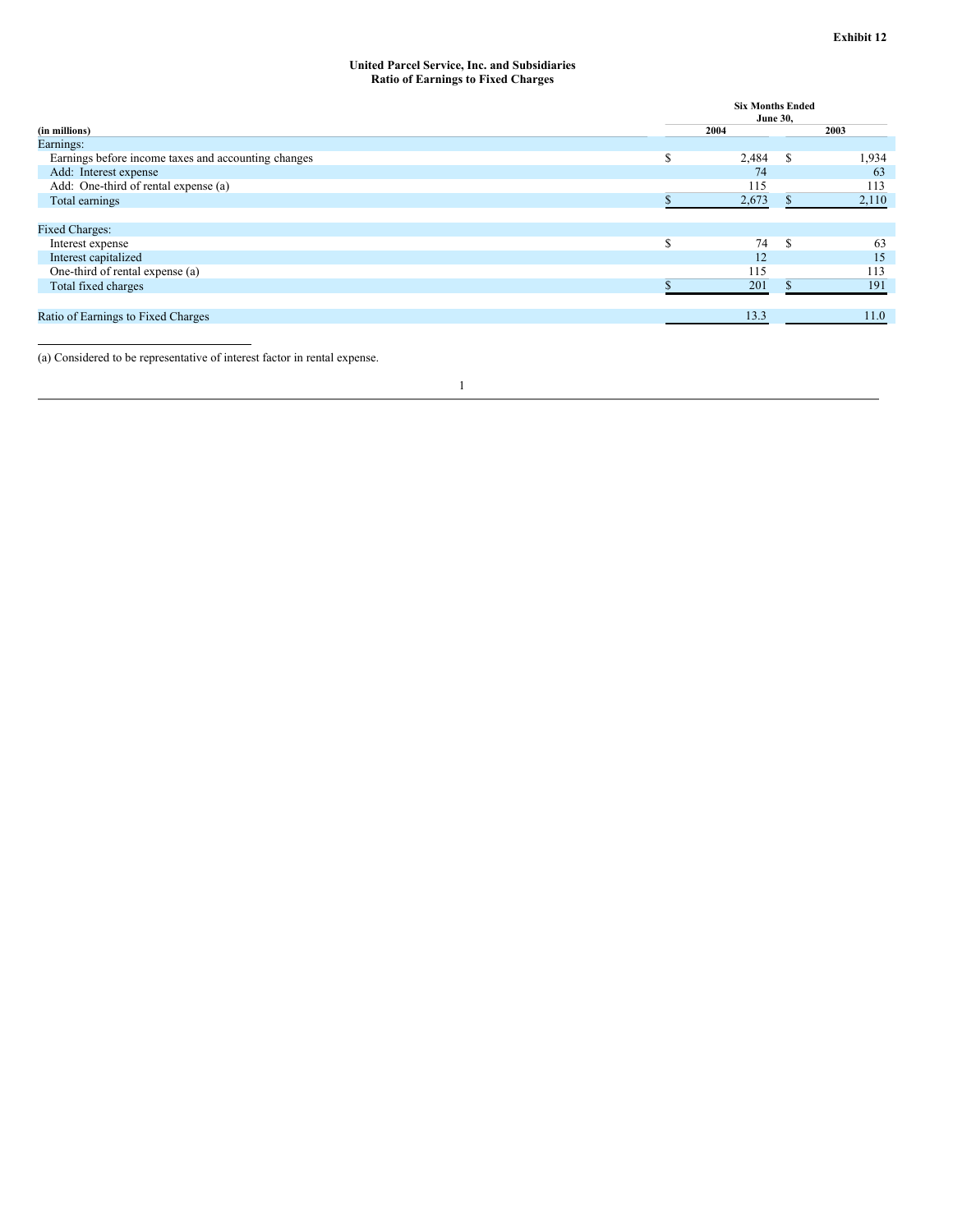**Exhibit 12**

**United Parcel Service, Inc. and Subsidiaries**
**Ratio of Earnings to Fixed Charges**

| (in millions) | Six Months Ended June 30, 2004 | Six Months Ended June 30, 2003 |
|---|---|---|
| Earnings: | | |
| Earnings before income taxes and accounting changes | $ 2,484 | $ 1,934 |
| Add: Interest expense | 74 | 63 |
| Add: One-third of rental expense (a) | 115 | 113 |
| Total earnings | $ 2,673 | $ 2,110 |
| | | |
| Fixed Charges: | | |
| Interest expense | $ 74 | $ 63 |
| Interest capitalized | 12 | 15 |
| One-third of rental expense (a) | 115 | 113 |
| Total fixed charges | $ 201 | $ 191 |
| | | |
| Ratio of Earnings to Fixed Charges | 13.3 | 11.0 |

(a) Considered to be representative of interest factor in rental expense.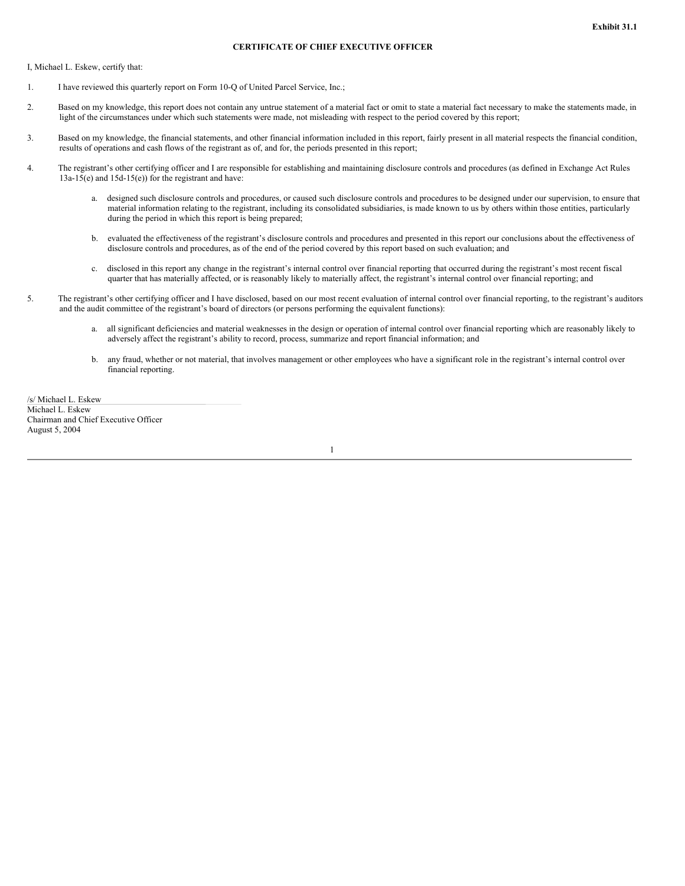Exhibit 31.1

## CERTIFICATE OF CHIEF EXECUTIVE OFFICER

I, Michael L. Eskew, certify that:

1. I have reviewed this quarterly report on Form 10-Q of United Parcel Service, Inc.;

2. Based on my knowledge, this report does not contain any untrue statement of a material fact or omit to state a material fact necessary to make the statements made, in light of the circumstances under which such statements were made, not misleading with respect to the period covered by this report;

3. Based on my knowledge, the financial statements, and other financial information included in this report, fairly present in all material respects the financial condition, results of operations and cash flows of the registrant as of, and for, the periods presented in this report;

4. The registrant's other certifying officer and I are responsible for establishing and maintaining disclosure controls and procedures (as defined in Exchange Act Rules 13a-15(e) and 15d-15(e)) for the registrant and have:

   a. designed such disclosure controls and procedures, or caused such disclosure controls and procedures to be designed under our supervision, to ensure that material information relating to the registrant, including its consolidated subsidiaries, is made known to us by others within those entities, particularly during the period in which this report is being prepared;

   b. evaluated the effectiveness of the registrant's disclosure controls and procedures and presented in this report our conclusions about the effectiveness of disclosure controls and procedures, as of the end of the period covered by this report based on such evaluation; and

   c. disclosed in this report any change in the registrant's internal control over financial reporting that occurred during the registrant's most recent fiscal quarter that has materially affected, or is reasonably likely to materially affect, the registrant's internal control over financial reporting; and

5. The registrant's other certifying officer and I have disclosed, based on our most recent evaluation of internal control over financial reporting, to the registrant's auditors and the audit committee of the registrant's board of directors (or persons performing the equivalent functions):

   a. all significant deficiencies and material weaknesses in the design or operation of internal control over financial reporting which are reasonably likely to adversely affect the registrant's ability to record, process, summarize and report financial information; and

   b. any fraud, whether or not material, that involves management or other employees who have a significant role in the registrant's internal control over financial reporting.

/s/ Michael L. Eskew  
Michael L. Eskew  
Chairman and Chief Executive Officer  
August 5, 2004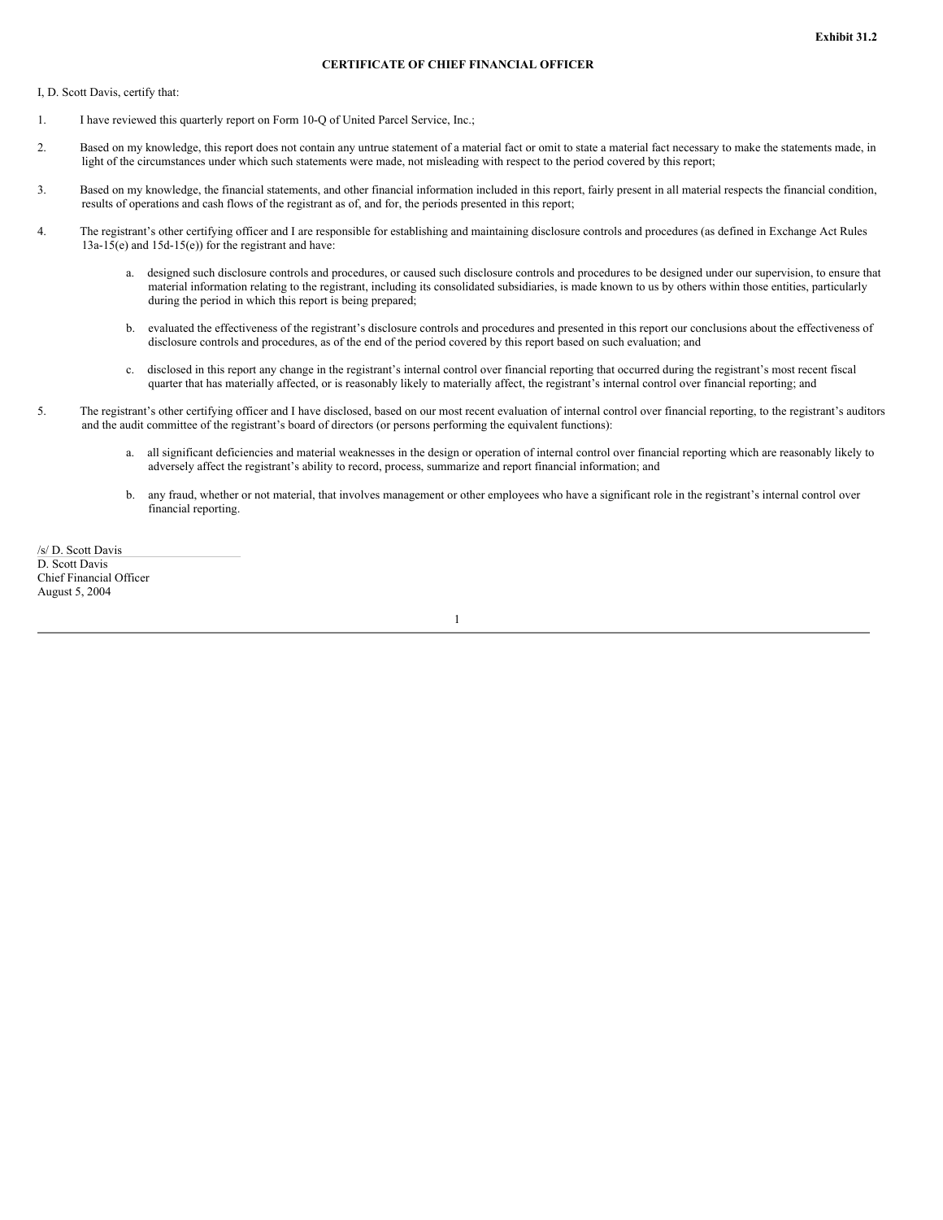Exhibit 31.2

# CERTIFICATE OF CHIEF FINANCIAL OFFICER

I, D. Scott Davis, certify that:

1. I have reviewed this quarterly report on Form 10-Q of United Parcel Service, Inc.;

2. Based on my knowledge, this report does not contain any untrue statement of a material fact or omit to state a material fact necessary to make the statements made, in light of the circumstances under which such statements were made, not misleading with respect to the period covered by this report;

3. Based on my knowledge, the financial statements, and other financial information included in this report, fairly present in all material respects the financial condition, results of operations and cash flows of the registrant as of, and for, the periods presented in this report;

4. The registrant's other certifying officer and I are responsible for establishing and maintaining disclosure controls and procedures (as defined in Exchange Act Rules 13a-15(e) and 15d-15(e)) for the registrant and have:

   a. designed such disclosure controls and procedures, or caused such disclosure controls and procedures to be designed under our supervision, to ensure that material information relating to the registrant, including its consolidated subsidiaries, is made known to us by others within those entities, particularly during the period in which this report is being prepared;

   b. evaluated the effectiveness of the registrant's disclosure controls and procedures and presented in this report our conclusions about the effectiveness of disclosure controls and procedures, as of the end of the period covered by this report based on such evaluation; and

   c. disclosed in this report any change in the registrant's internal control over financial reporting that occurred during the registrant's most recent fiscal quarter that has materially affected, or is reasonably likely to materially affect, the registrant's internal control over financial reporting; and

5. The registrant's other certifying officer and I have disclosed, based on our most recent evaluation of internal control over financial reporting, to the registrant's auditors and the audit committee of the registrant's board of directors (or persons performing the equivalent functions):

   a. all significant deficiencies and material weaknesses in the design or operation of internal control over financial reporting which are reasonably likely to adversely affect the registrant's ability to record, process, summarize and report financial information; and

   b. any fraud, whether or not material, that involves management or other employees who have a significant role in the registrant's internal control over financial reporting.

/s/ D. Scott Davis
D. Scott Davis
Chief Financial Officer
August 5, 2004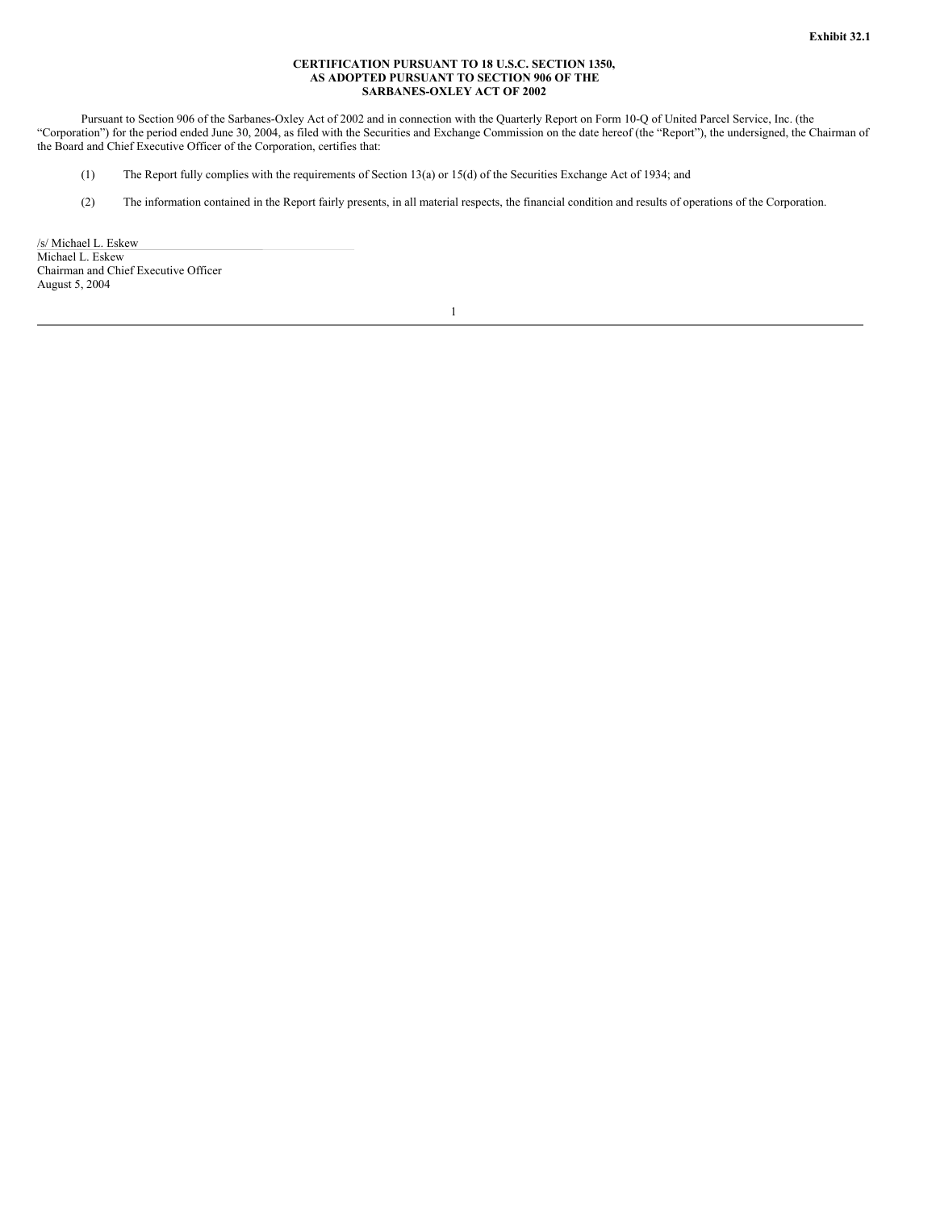**Exhibit 32.1**

**CERTIFICATION PURSUANT TO 18 U.S.C. SECTION 1350,**
**AS ADOPTED PURSUANT TO SECTION 906 OF THE**
**SARBANES-OXLEY ACT OF 2002**

Pursuant to Section 906 of the Sarbanes-Oxley Act of 2002 and in connection with the Quarterly Report on Form 10-Q of United Parcel Service, Inc. (the "Corporation") for the period ended June 30, 2004, as filed with the Securities and Exchange Commission on the date hereof (the "Report"), the undersigned, the Chairman of the Board and Chief Executive Officer of the Corporation, certifies that:

(1) The Report fully complies with the requirements of Section 13(a) or 15(d) of the Securities Exchange Act of 1934; and

(2) The information contained in the Report fairly presents, in all material respects, the financial condition and results of operations of the Corporation.

/s/ Michael L. Eskew
Michael L. Eskew
Chairman and Chief Executive Officer
August 5, 2004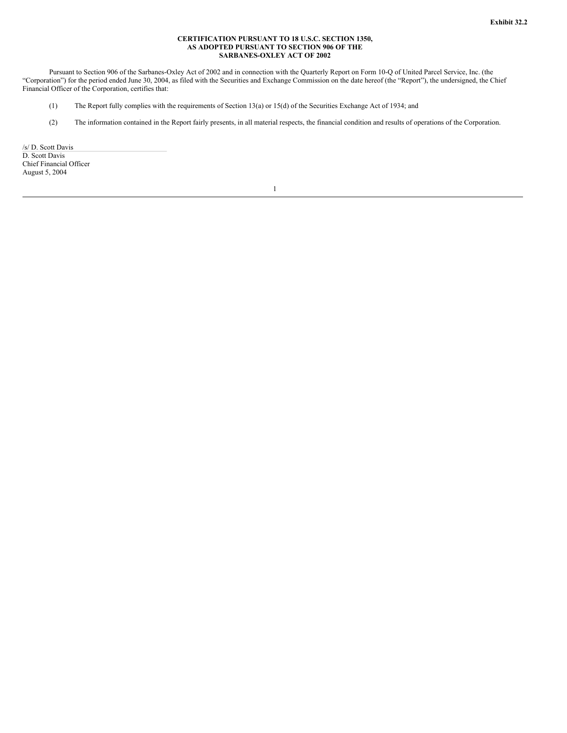Exhibit 32.2

**CERTIFICATION PURSUANT TO 18 U.S.C. SECTION 1350,
AS ADOPTED PURSUANT TO SECTION 906 OF THE
SARBANES-OXLEY ACT OF 2002**

Pursuant to Section 906 of the Sarbanes-Oxley Act of 2002 and in connection with the Quarterly Report on Form 10-Q of United Parcel Service, Inc. (the “Corporation”) for the period ended June 30, 2004, as filed with the Securities and Exchange Commission on the date hereof (the “Report”), the undersigned, the Chief Financial Officer of the Corporation, certifies that:

(1) The Report fully complies with the requirements of Section 13(a) or 15(d) of the Securities Exchange Act of 1934; and

(2) The information contained in the Report fairly presents, in all material respects, the financial condition and results of operations of the Corporation.

/s/ D. Scott Davis
D. Scott Davis
Chief Financial Officer
August 5, 2004